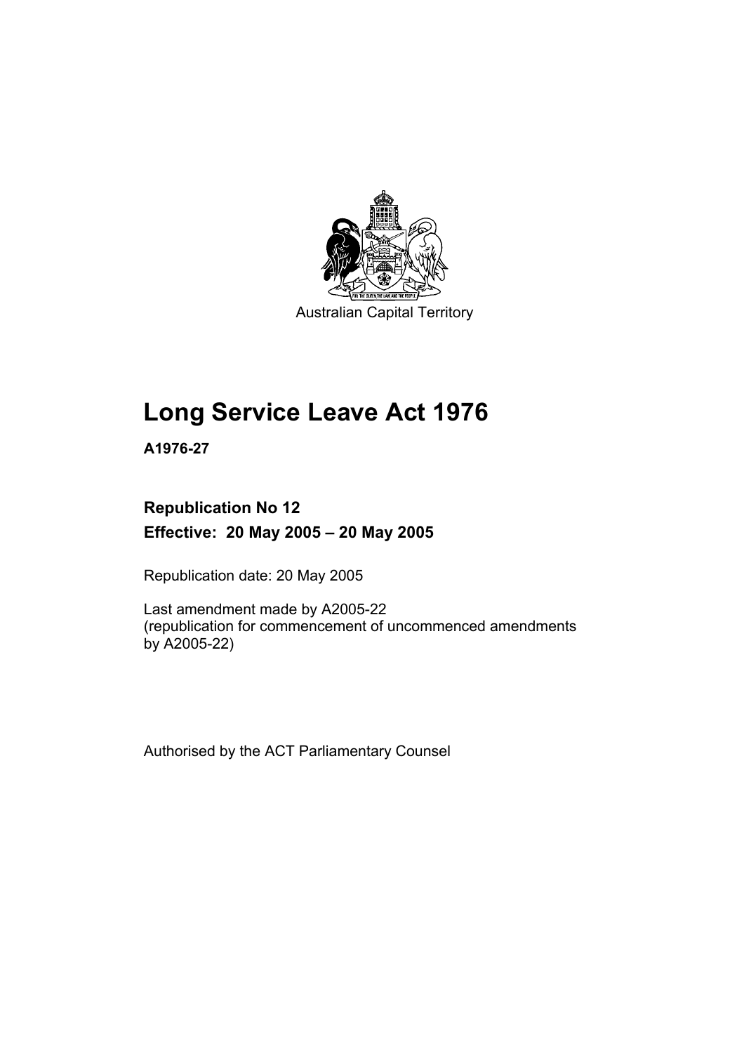Australian Capital Territory

# Long Service Leave Act 1976

**A1976-27**

## Republication No 12

**Effective: 20 May 2005 – 20 May 2005**

Republication date: 20 May 2005

Last amendment made by A2005-22
(republication for commencement of uncommenced amendments by A2005-22)

Authorised by the ACT Parliamentary Counsel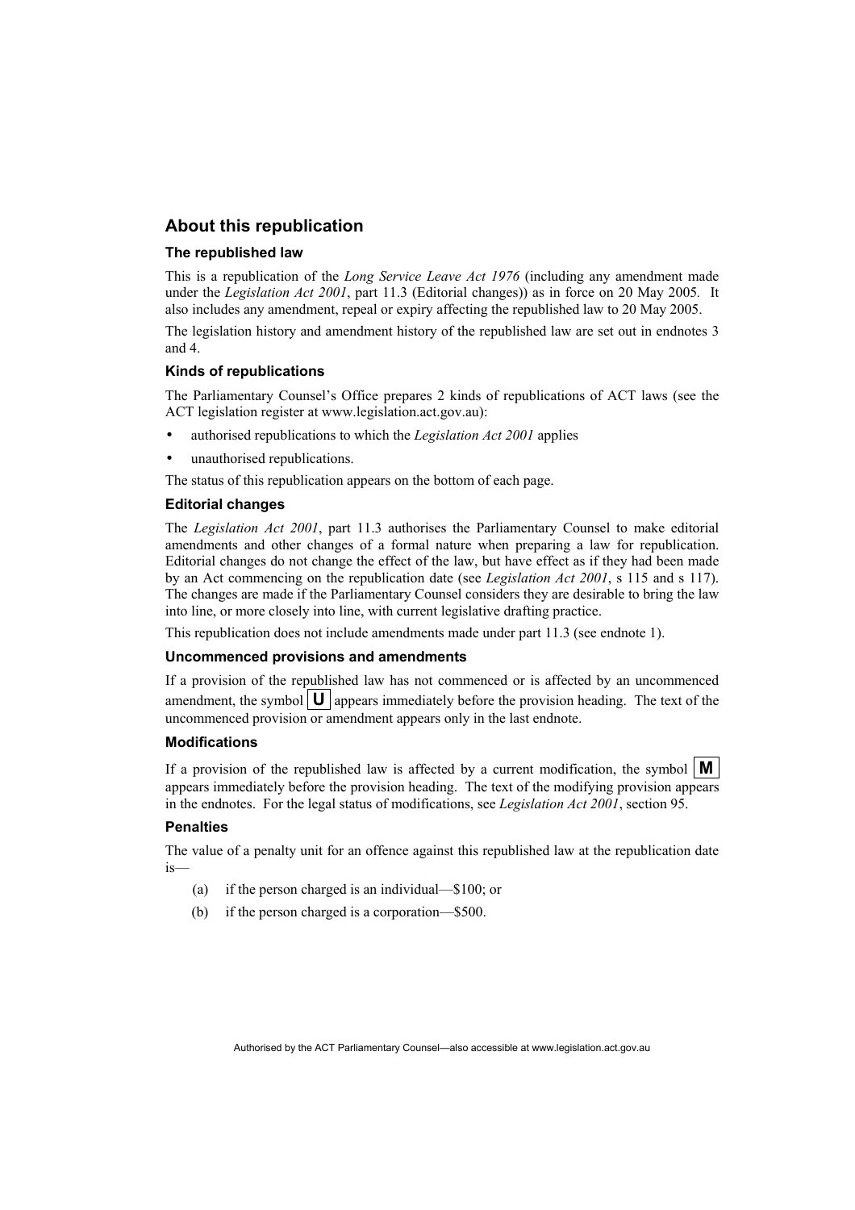## About this republication

### The republished law

This is a republication of the *Long Service Leave Act 1976* (including any amendment made under the *Legislation Act 2001*, part 11.3 (Editorial changes)) as in force on 20 May 2005. It also includes any amendment, repeal or expiry affecting the republished law to 20 May 2005.

The legislation history and amendment history of the republished law are set out in endnotes 3 and 4.

### Kinds of republications

The Parliamentary Counsel's Office prepares 2 kinds of republications of ACT laws (see the ACT legislation register at www.legislation.act.gov.au):

- authorised republications to which the *Legislation Act 2001* applies
- unauthorised republications.

The status of this republication appears on the bottom of each page.

### Editorial changes

The *Legislation Act 2001*, part 11.3 authorises the Parliamentary Counsel to make editorial amendments and other changes of a formal nature when preparing a law for republication. Editorial changes do not change the effect of the law, but have effect as if they had been made by an Act commencing on the republication date (see *Legislation Act 2001*, s 115 and s 117). The changes are made if the Parliamentary Counsel considers they are desirable to bring the law into line, or more closely into line, with current legislative drafting practice.

This republication does not include amendments made under part 11.3 (see endnote 1).

### Uncommenced provisions and amendments

If a provision of the republished law has not commenced or is affected by an uncommenced amendment, the symbol **U** appears immediately before the provision heading. The text of the uncommenced provision or amendment appears only in the last endnote.

### Modifications

If a provision of the republished law is affected by a current modification, the symbol **M** appears immediately before the provision heading. The text of the modifying provision appears in the endnotes. For the legal status of modifications, see *Legislation Act 2001*, section 95.

### Penalties

The value of a penalty unit for an offence against this republished law at the republication date is—

(a) if the person charged is an individual—$100; or

(b) if the person charged is a corporation—$500.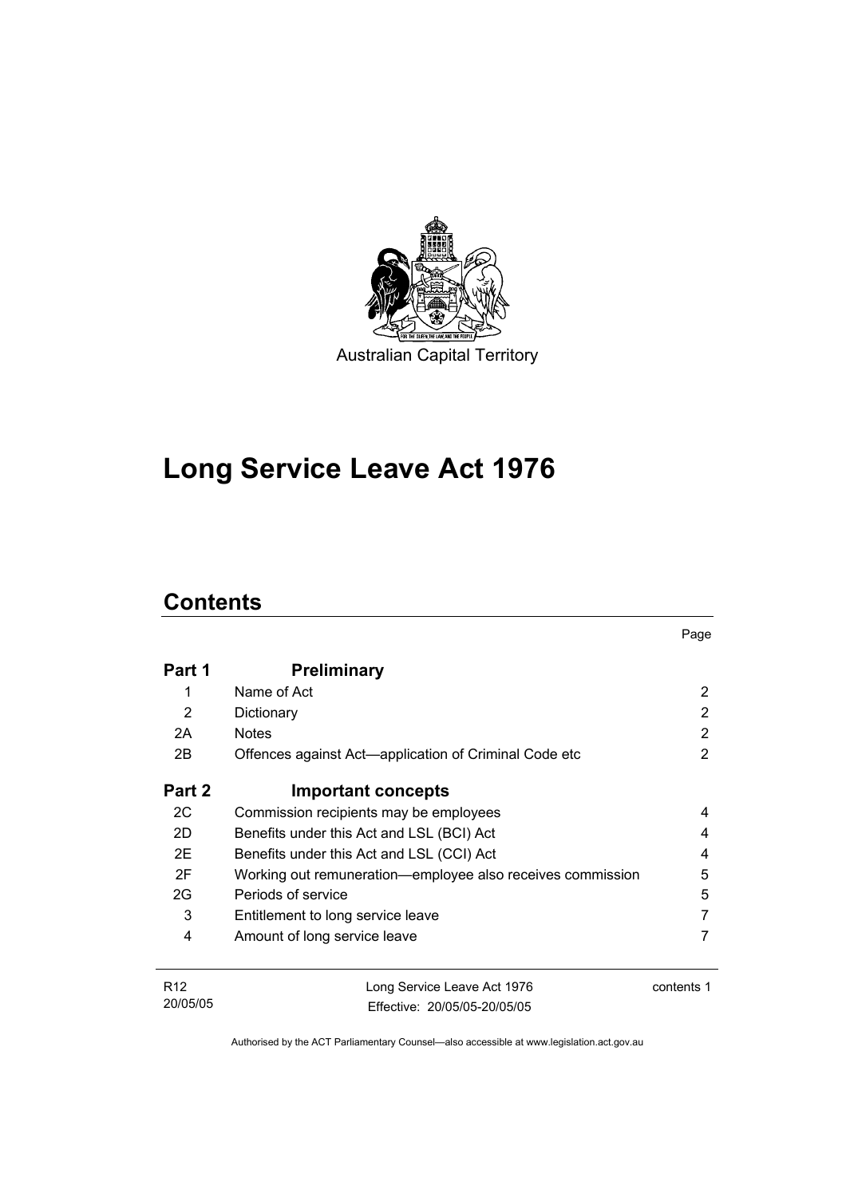Australian Capital Territory

# Long Service Leave Act 1976

## Contents

| | | Page |
|---|---|---|
| **Part 1** | **Preliminary** | |
| 1 | Name of Act | 2 |
| 2 | Dictionary | 2 |
| 2A | Notes | 2 |
| 2B | Offences against Act—application of Criminal Code etc | 2 |
| **Part 2** | **Important concepts** | |
| 2C | Commission recipients may be employees | 4 |
| 2D | Benefits under this Act and LSL (BCI) Act | 4 |
| 2E | Benefits under this Act and LSL (CCI) Act | 4 |
| 2F | Working out remuneration—employee also receives commission | 5 |
| 2G | Periods of service | 5 |
| 3 | Entitlement to long service leave | 7 |
| 4 | Amount of long service leave | 7 |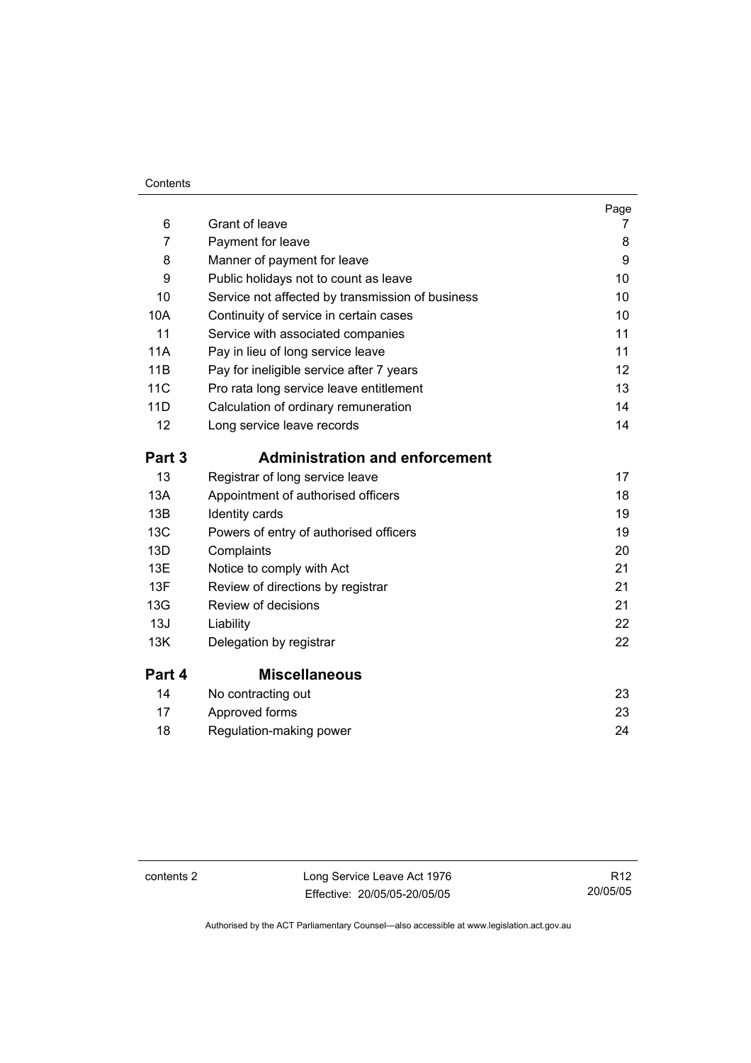| | | Page |
|---|---|---|
| 6 | Grant of leave | 7 |
| 7 | Payment for leave | 8 |
| 8 | Manner of payment for leave | 9 |
| 9 | Public holidays not to count as leave | 10 |
| 10 | Service not affected by transmission of business | 10 |
| 10A | Continuity of service in certain cases | 10 |
| 11 | Service with associated companies | 11 |
| 11A | Pay in lieu of long service leave | 11 |
| 11B | Pay for ineligible service after 7 years | 12 |
| 11C | Pro rata long service leave entitlement | 13 |
| 11D | Calculation of ordinary remuneration | 14 |
| 12 | Long service leave records | 14 |

## Part 3 Administration and enforcement

| | | |
|---|---|---|
| 13 | Registrar of long service leave | 17 |
| 13A | Appointment of authorised officers | 18 |
| 13B | Identity cards | 19 |
| 13C | Powers of entry of authorised officers | 19 |
| 13D | Complaints | 20 |
| 13E | Notice to comply with Act | 21 |
| 13F | Review of directions by registrar | 21 |
| 13G | Review of decisions | 21 |
| 13J | Liability | 22 |
| 13K | Delegation by registrar | 22 |

## Part 4 Miscellaneous

| | | |
|---|---|---|
| 14 | No contracting out | 23 |
| 17 | Approved forms | 23 |
| 18 | Regulation-making power | 24 |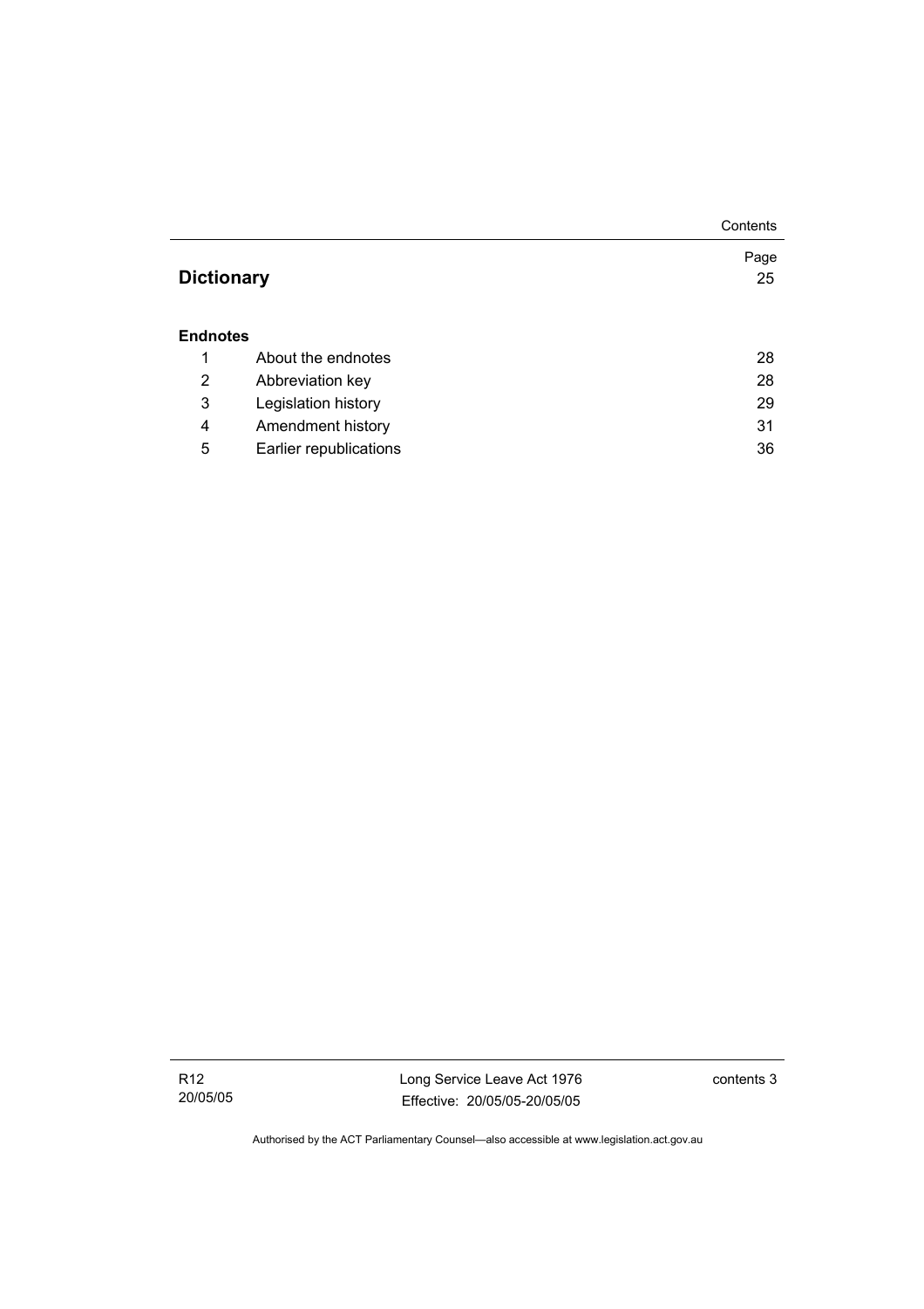| | | Page |
|---|---|---|
| **Dictionary** | | 25 |
| **Endnotes** | | |
| 1 | About the endnotes | 28 |
| 2 | Abbreviation key | 28 |
| 3 | Legislation history | 29 |
| 4 | Amendment history | 31 |
| 5 | Earlier republications | 36 |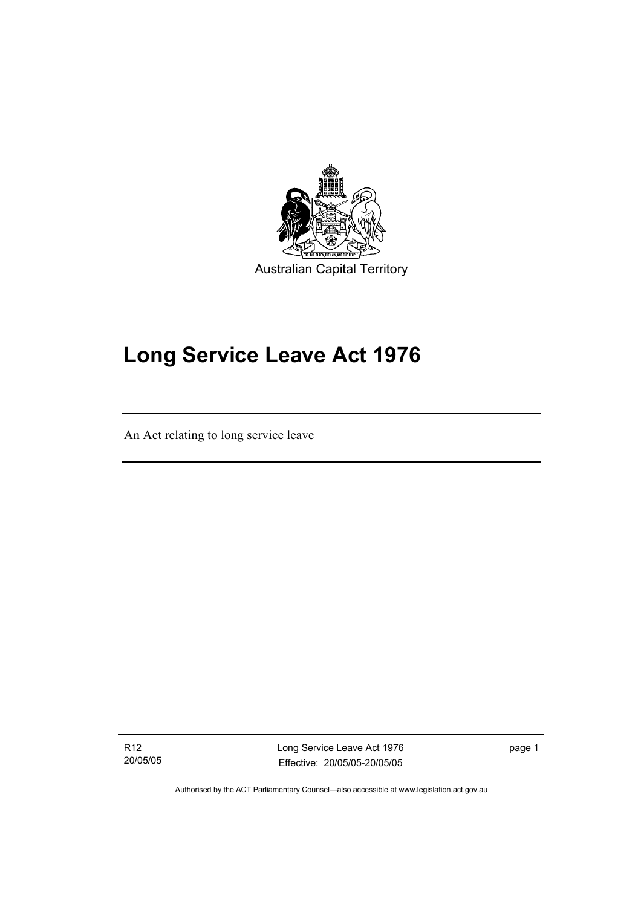Australian Capital Territory

# Long Service Leave Act 1976

An Act relating to long service leave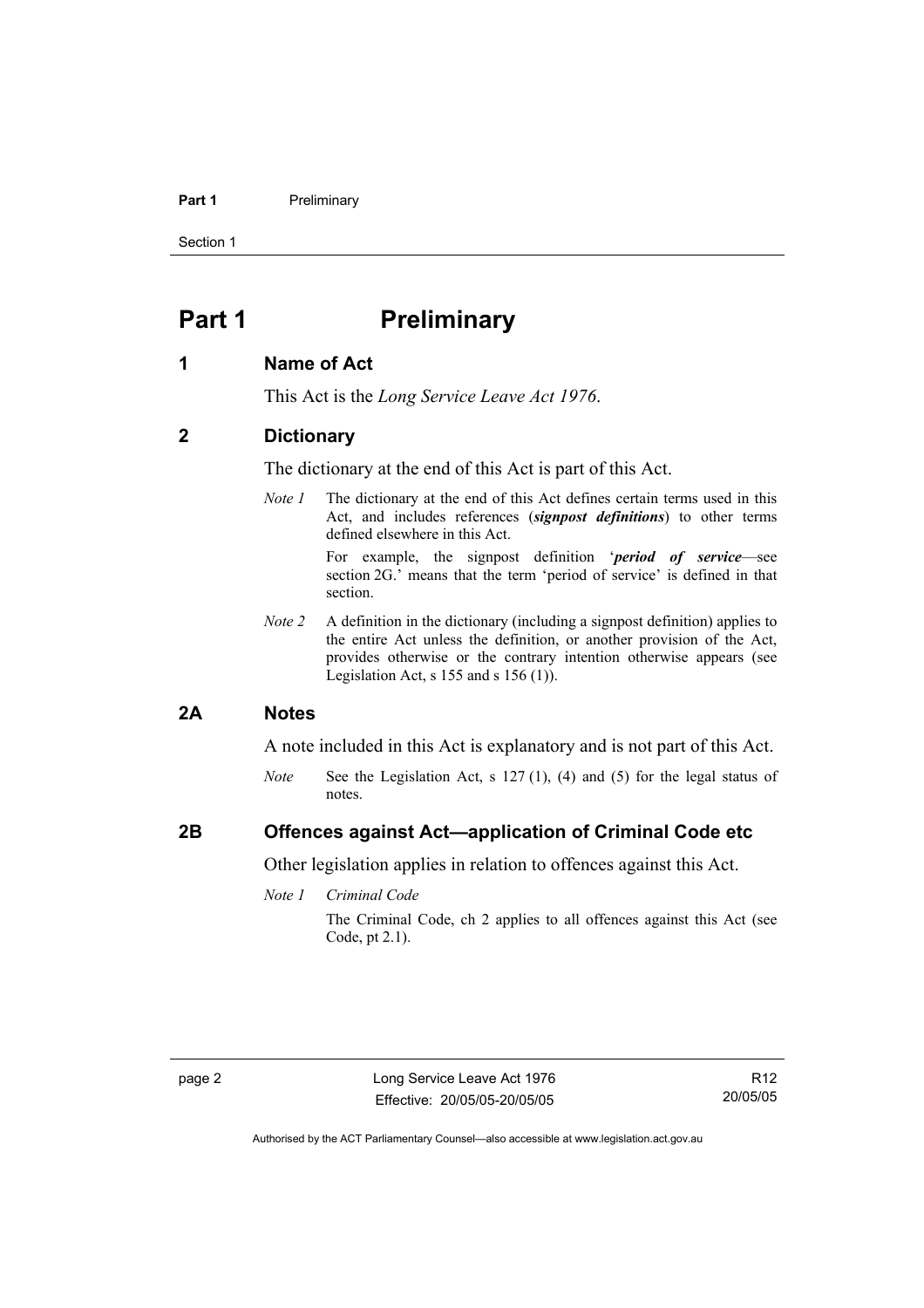# Part 1 Preliminary

## 1 Name of Act

This Act is the *Long Service Leave Act 1976*.

## 2 Dictionary

The dictionary at the end of this Act is part of this Act.

*Note 1* The dictionary at the end of this Act defines certain terms used in this Act, and includes references (***signpost definitions***) to other terms defined elsewhere in this Act.

For example, the signpost definition '***period of service***—see section 2G.' means that the term 'period of service' is defined in that section.

*Note 2* A definition in the dictionary (including a signpost definition) applies to the entire Act unless the definition, or another provision of the Act, provides otherwise or the contrary intention otherwise appears (see Legislation Act, s 155 and s 156 (1)).

## 2A Notes

A note included in this Act is explanatory and is not part of this Act.

*Note* See the Legislation Act, s 127 (1), (4) and (5) for the legal status of notes.

## 2B Offences against Act—application of Criminal Code etc

Other legislation applies in relation to offences against this Act.

*Note 1* *Criminal Code*

The Criminal Code, ch 2 applies to all offences against this Act (see Code, pt 2.1).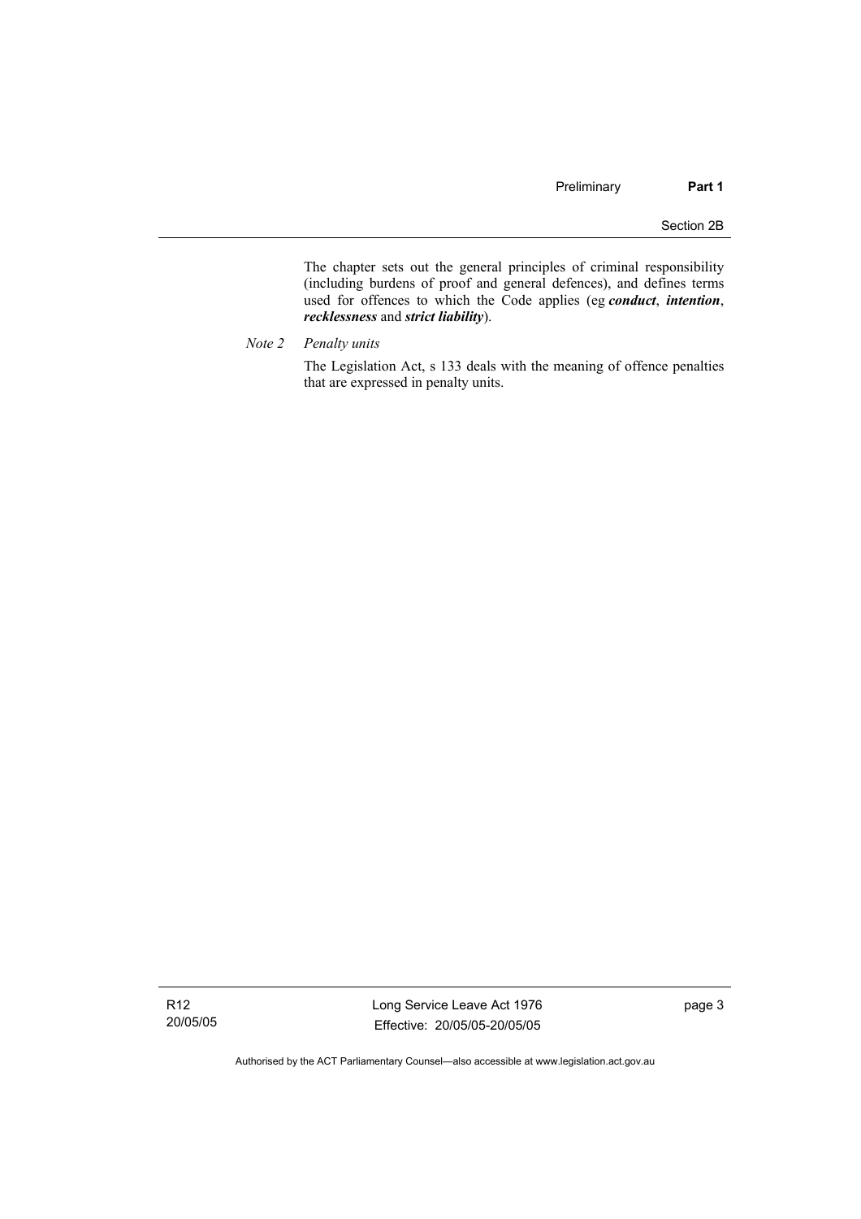The chapter sets out the general principles of criminal responsibility (including burdens of proof and general defences), and defines terms used for offences to which the Code applies (eg ***conduct***, ***intention***, ***recklessness*** and ***strict liability***).

*Note 2 Penalty units*

The Legislation Act, s 133 deals with the meaning of offence penalties that are expressed in penalty units.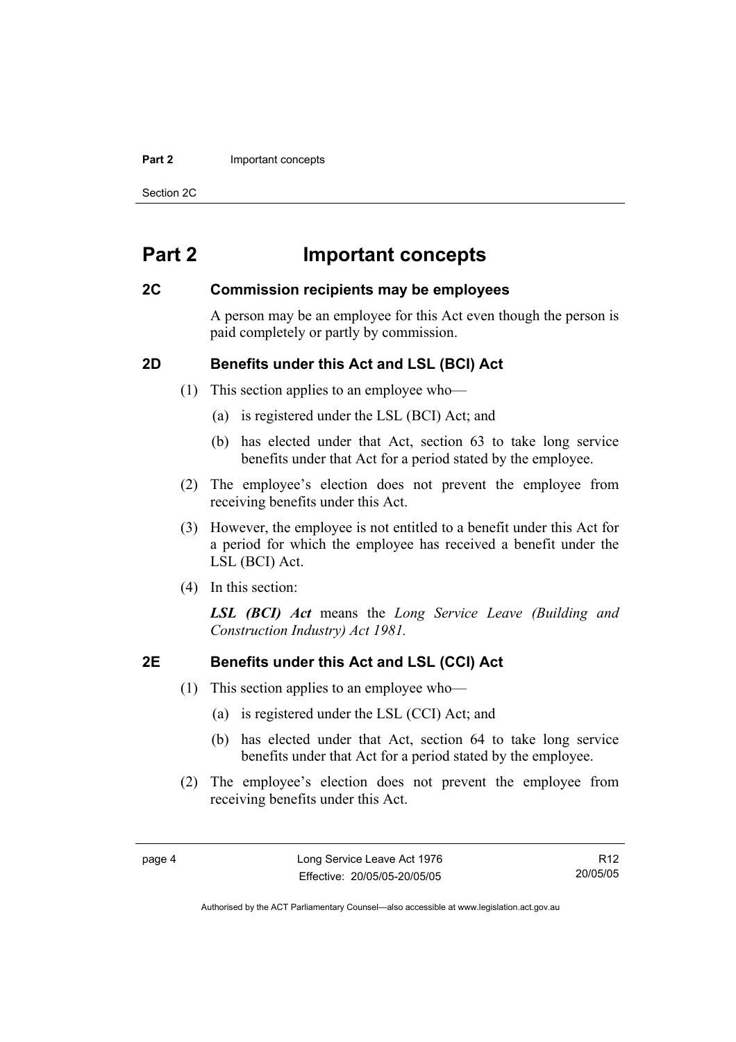# Part 2 Important concepts

## 2C Commission recipients may be employees

A person may be an employee for this Act even though the person is paid completely or partly by commission.

## 2D Benefits under this Act and LSL (BCI) Act

(1) This section applies to an employee who—

(a) is registered under the LSL (BCI) Act; and

(b) has elected under that Act, section 63 to take long service benefits under that Act for a period stated by the employee.

(2) The employee's election does not prevent the employee from receiving benefits under this Act.

(3) However, the employee is not entitled to a benefit under this Act for a period for which the employee has received a benefit under the LSL (BCI) Act.

(4) In this section:

***LSL (BCI) Act*** means the *Long Service Leave (Building and Construction Industry) Act 1981.*

## 2E Benefits under this Act and LSL (CCI) Act

(1) This section applies to an employee who—

(a) is registered under the LSL (CCI) Act; and

(b) has elected under that Act, section 64 to take long service benefits under that Act for a period stated by the employee.

(2) The employee's election does not prevent the employee from receiving benefits under this Act.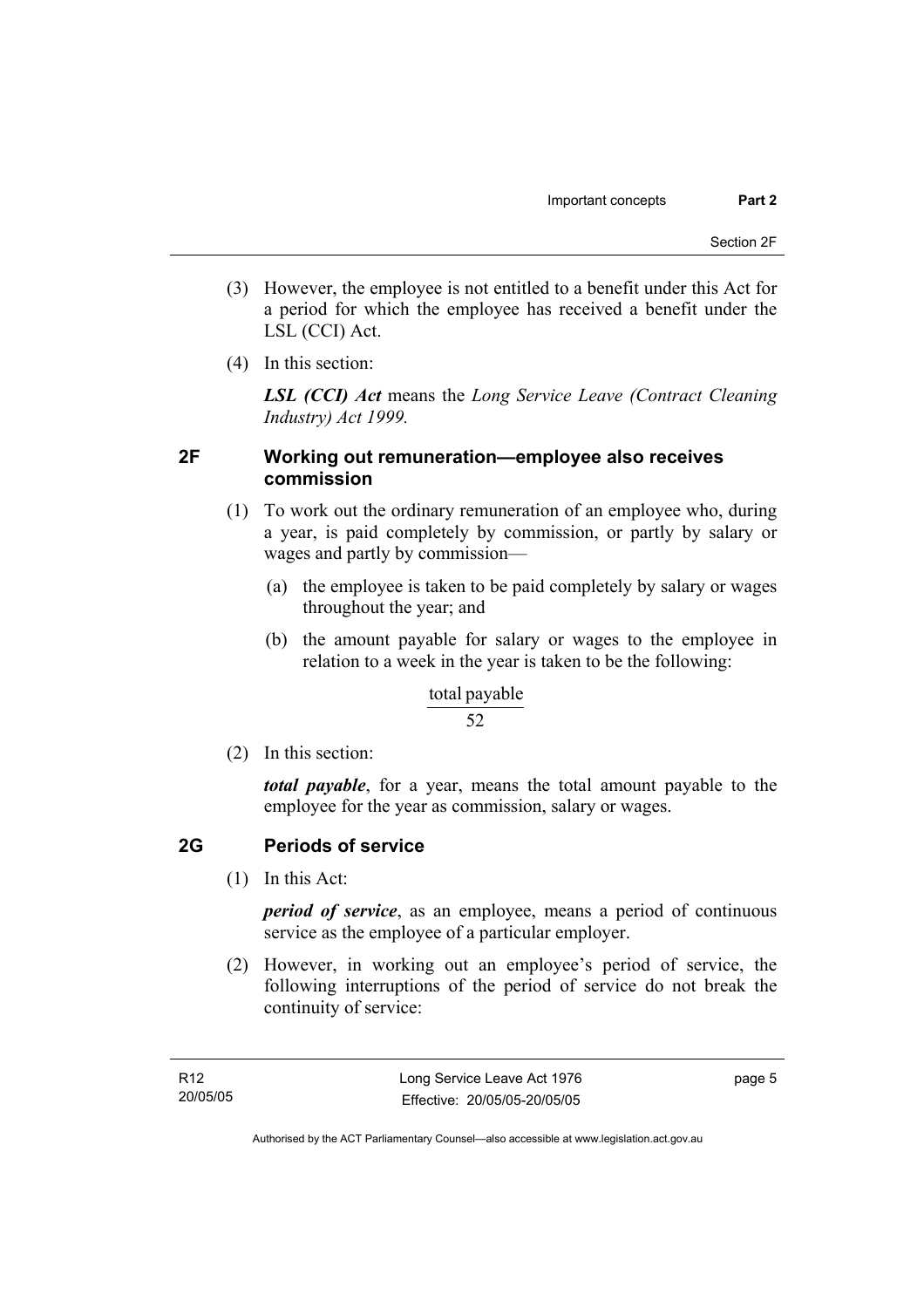(3) However, the employee is not entitled to a benefit under this Act for a period for which the employee has received a benefit under the LSL (CCI) Act.

(4) In this section:

***LSL (CCI) Act*** means the *Long Service Leave (Contract Cleaning Industry) Act 1999.*

## 2F Working out remuneration—employee also receives commission

(1) To work out the ordinary remuneration of an employee who, during a year, is paid completely by commission, or partly by salary or wages and partly by commission—

(a) the employee is taken to be paid completely by salary or wages throughout the year; and

(b) the amount payable for salary or wages to the employee in relation to a week in the year is taken to be the following:

$$\frac{\text{total payable}}{52}$$

(2) In this section:

***total payable***, for a year, means the total amount payable to the employee for the year as commission, salary or wages.

## 2G Periods of service

(1) In this Act:

***period of service***, as an employee, means a period of continuous service as the employee of a particular employer.

(2) However, in working out an employee's period of service, the following interruptions of the period of service do not break the continuity of service: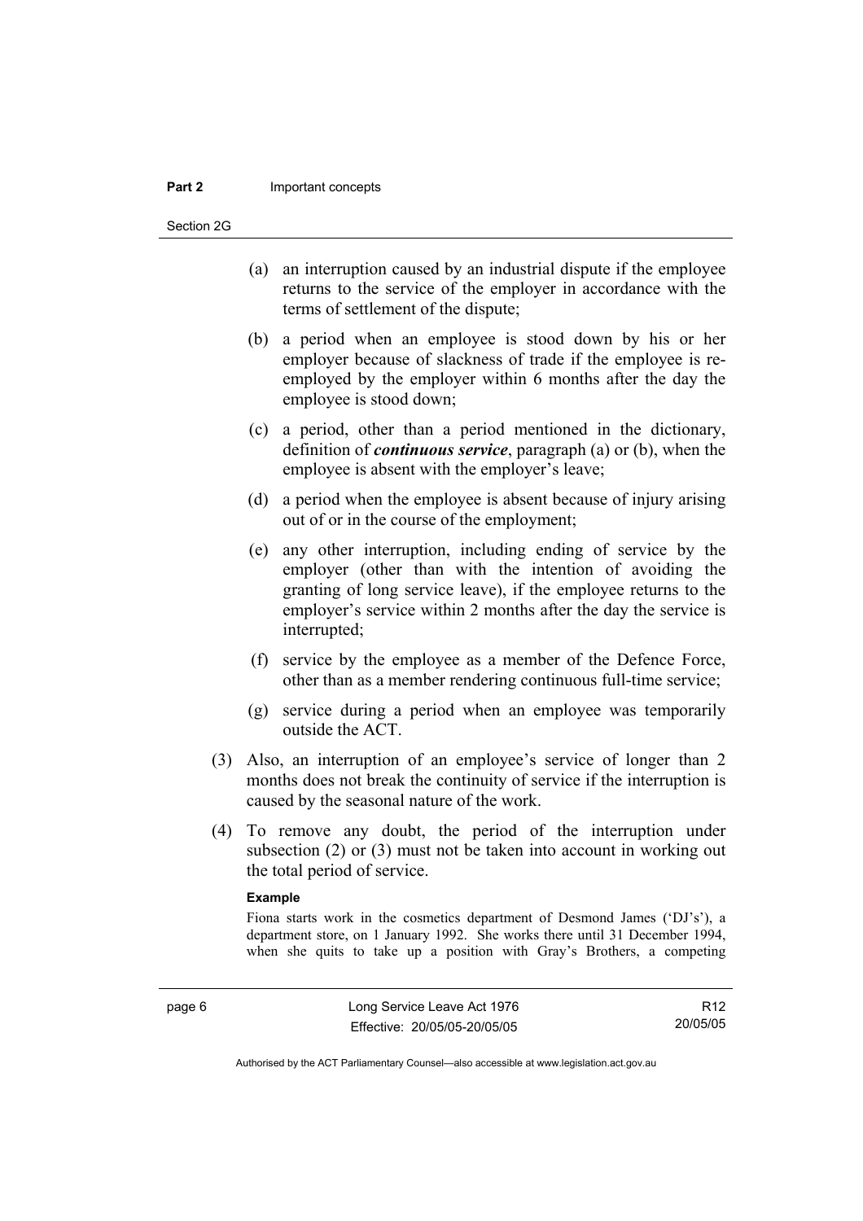(a) an interruption caused by an industrial dispute if the employee returns to the service of the employer in accordance with the terms of settlement of the dispute;

(b) a period when an employee is stood down by his or her employer because of slackness of trade if the employee is re-employed by the employer within 6 months after the day the employee is stood down;

(c) a period, other than a period mentioned in the dictionary, definition of ***continuous service***, paragraph (a) or (b), when the employee is absent with the employer's leave;

(d) a period when the employee is absent because of injury arising out of or in the course of the employment;

(e) any other interruption, including ending of service by the employer (other than with the intention of avoiding the granting of long service leave), if the employee returns to the employer's service within 2 months after the day the service is interrupted;

(f) service by the employee as a member of the Defence Force, other than as a member rendering continuous full-time service;

(g) service during a period when an employee was temporarily outside the ACT.

(3) Also, an interruption of an employee's service of longer than 2 months does not break the continuity of service if the interruption is caused by the seasonal nature of the work.

(4) To remove any doubt, the period of the interruption under subsection (2) or (3) must not be taken into account in working out the total period of service.

**Example**

Fiona starts work in the cosmetics department of Desmond James ('DJ's'), a department store, on 1 January 1992. She works there until 31 December 1994, when she quits to take up a position with Gray's Brothers, a competing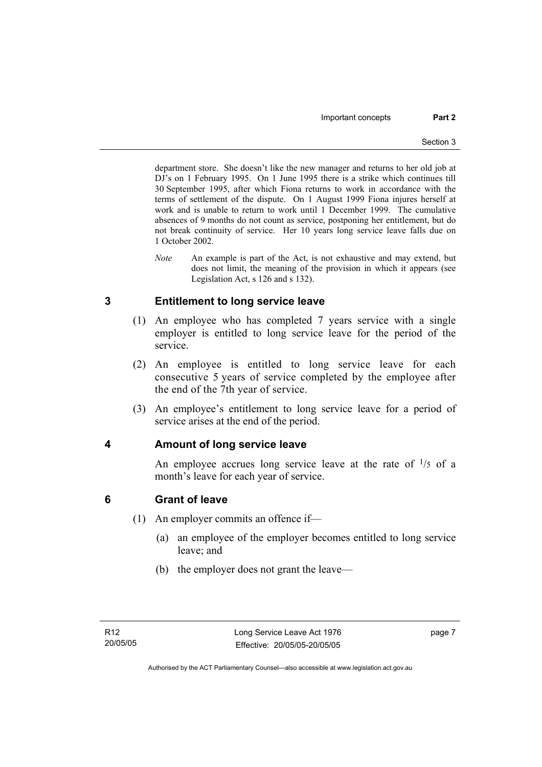department store. She doesn't like the new manager and returns to her old job at DJ's on 1 February 1995. On 1 June 1995 there is a strike which continues till 30 September 1995, after which Fiona returns to work in accordance with the terms of settlement of the dispute. On 1 August 1999 Fiona injures herself at work and is unable to return to work until 1 December 1999. The cumulative absences of 9 months do not count as service, postponing her entitlement, but do not break continuity of service. Her 10 years long service leave falls due on 1 October 2002.

*Note* An example is part of the Act, is not exhaustive and may extend, but does not limit, the meaning of the provision in which it appears (see Legislation Act, s 126 and s 132).

## 3 Entitlement to long service leave

(1) An employee who has completed 7 years service with a single employer is entitled to long service leave for the period of the service.

(2) An employee is entitled to long service leave for each consecutive 5 years of service completed by the employee after the end of the 7th year of service.

(3) An employee's entitlement to long service leave for a period of service arises at the end of the period.

## 4 Amount of long service leave

An employee accrues long service leave at the rate of $^{1}/_{5}$ of a month's leave for each year of service.

## 6 Grant of leave

(1) An employer commits an offence if—

(a) an employee of the employer becomes entitled to long service leave; and

(b) the employer does not grant the leave—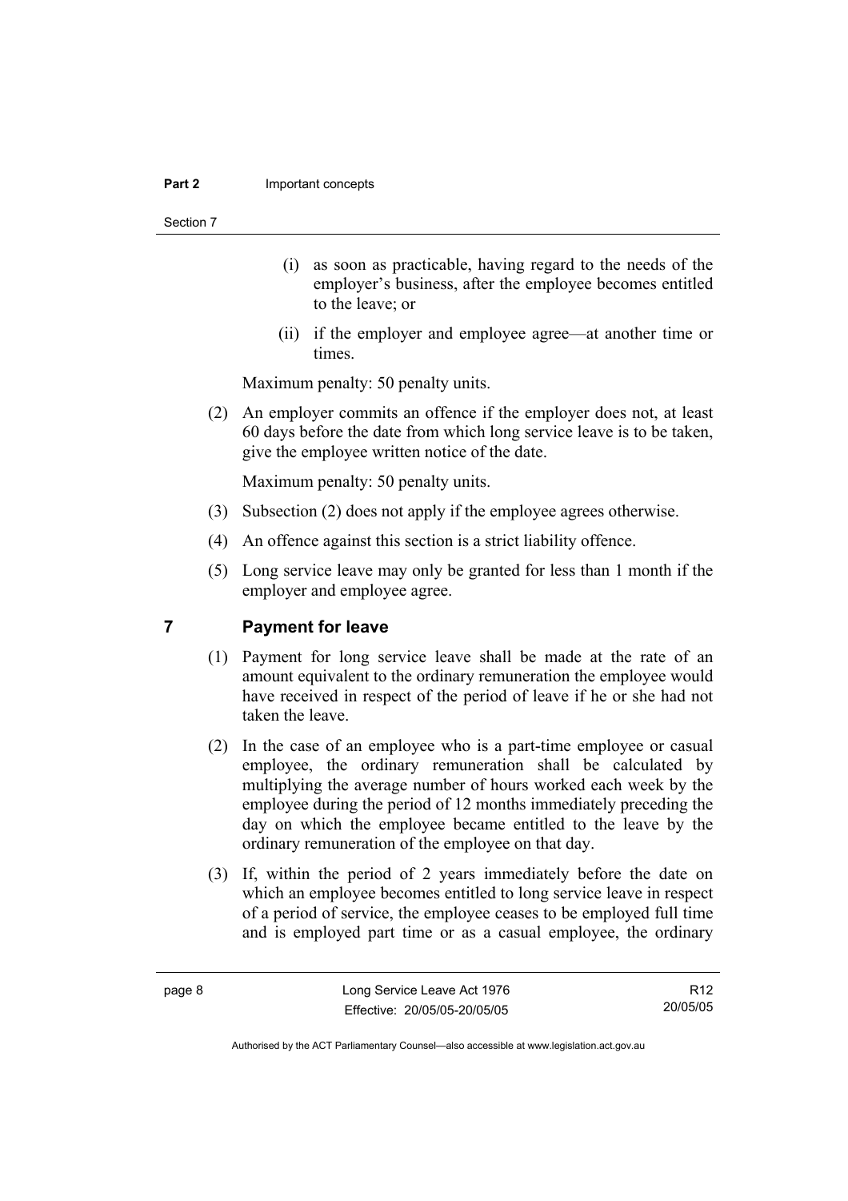(i) as soon as practicable, having regard to the needs of the employer's business, after the employee becomes entitled to the leave; or

(ii) if the employer and employee agree—at another time or times.

Maximum penalty: 50 penalty units.

(2) An employer commits an offence if the employer does not, at least 60 days before the date from which long service leave is to be taken, give the employee written notice of the date.

Maximum penalty: 50 penalty units.

(3) Subsection (2) does not apply if the employee agrees otherwise.

(4) An offence against this section is a strict liability offence.

(5) Long service leave may only be granted for less than 1 month if the employer and employee agree.

## 7 Payment for leave

(1) Payment for long service leave shall be made at the rate of an amount equivalent to the ordinary remuneration the employee would have received in respect of the period of leave if he or she had not taken the leave.

(2) In the case of an employee who is a part-time employee or casual employee, the ordinary remuneration shall be calculated by multiplying the average number of hours worked each week by the employee during the period of 12 months immediately preceding the day on which the employee became entitled to the leave by the ordinary remuneration of the employee on that day.

(3) If, within the period of 2 years immediately before the date on which an employee becomes entitled to long service leave in respect of a period of service, the employee ceases to be employed full time and is employed part time or as a casual employee, the ordinary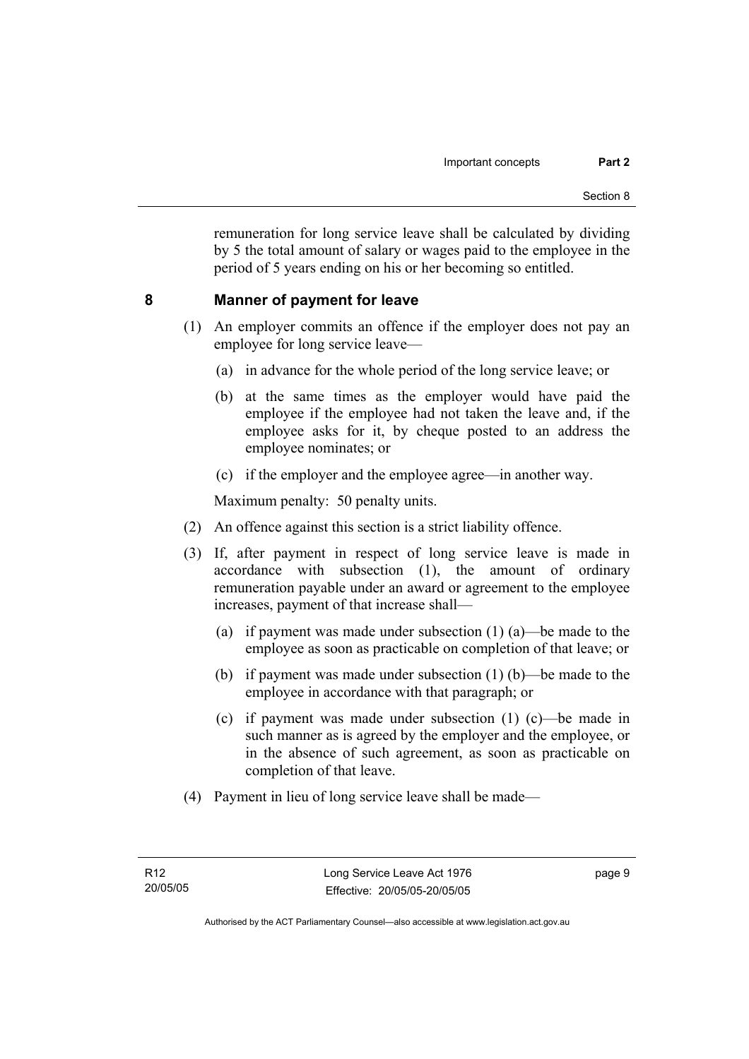remuneration for long service leave shall be calculated by dividing by 5 the total amount of salary or wages paid to the employee in the period of 5 years ending on his or her becoming so entitled.

## 8 Manner of payment for leave

(1) An employer commits an offence if the employer does not pay an employee for long service leave—

(a) in advance for the whole period of the long service leave; or

(b) at the same times as the employer would have paid the employee if the employee had not taken the leave and, if the employee asks for it, by cheque posted to an address the employee nominates; or

(c) if the employer and the employee agree—in another way.

Maximum penalty: 50 penalty units.

(2) An offence against this section is a strict liability offence.

(3) If, after payment in respect of long service leave is made in accordance with subsection (1), the amount of ordinary remuneration payable under an award or agreement to the employee increases, payment of that increase shall—

(a) if payment was made under subsection (1) (a)—be made to the employee as soon as practicable on completion of that leave; or

(b) if payment was made under subsection (1) (b)—be made to the employee in accordance with that paragraph; or

(c) if payment was made under subsection (1) (c)—be made in such manner as is agreed by the employer and the employee, or in the absence of such agreement, as soon as practicable on completion of that leave.

(4) Payment in lieu of long service leave shall be made—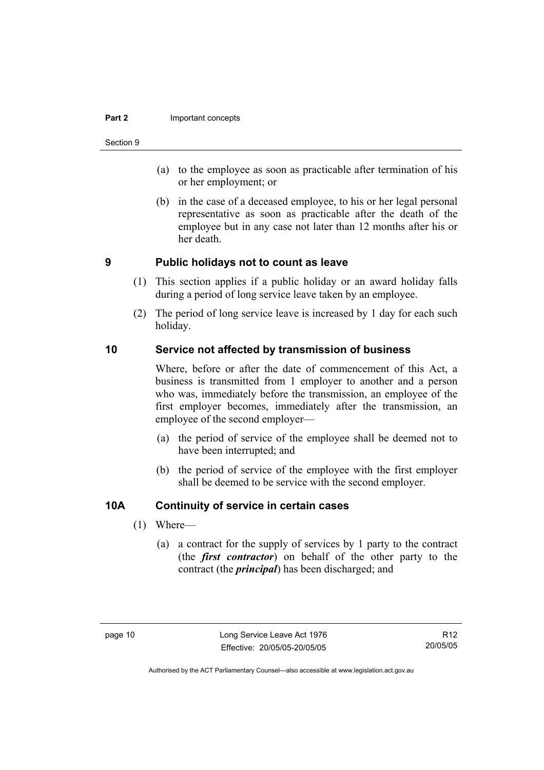(a) to the employee as soon as practicable after termination of his or her employment; or

(b) in the case of a deceased employee, to his or her legal personal representative as soon as practicable after the death of the employee but in any case not later than 12 months after his or her death.

## 9 Public holidays not to count as leave

(1) This section applies if a public holiday or an award holiday falls during a period of long service leave taken by an employee.

(2) The period of long service leave is increased by 1 day for each such holiday.

## 10 Service not affected by transmission of business

Where, before or after the date of commencement of this Act, a business is transmitted from 1 employer to another and a person who was, immediately before the transmission, an employee of the first employer becomes, immediately after the transmission, an employee of the second employer—

(a) the period of service of the employee shall be deemed not to have been interrupted; and

(b) the period of service of the employee with the first employer shall be deemed to be service with the second employer.

## 10A Continuity of service in certain cases

(1) Where—

(a) a contract for the supply of services by 1 party to the contract (the ***first contractor***) on behalf of the other party to the contract (the ***principal***) has been discharged; and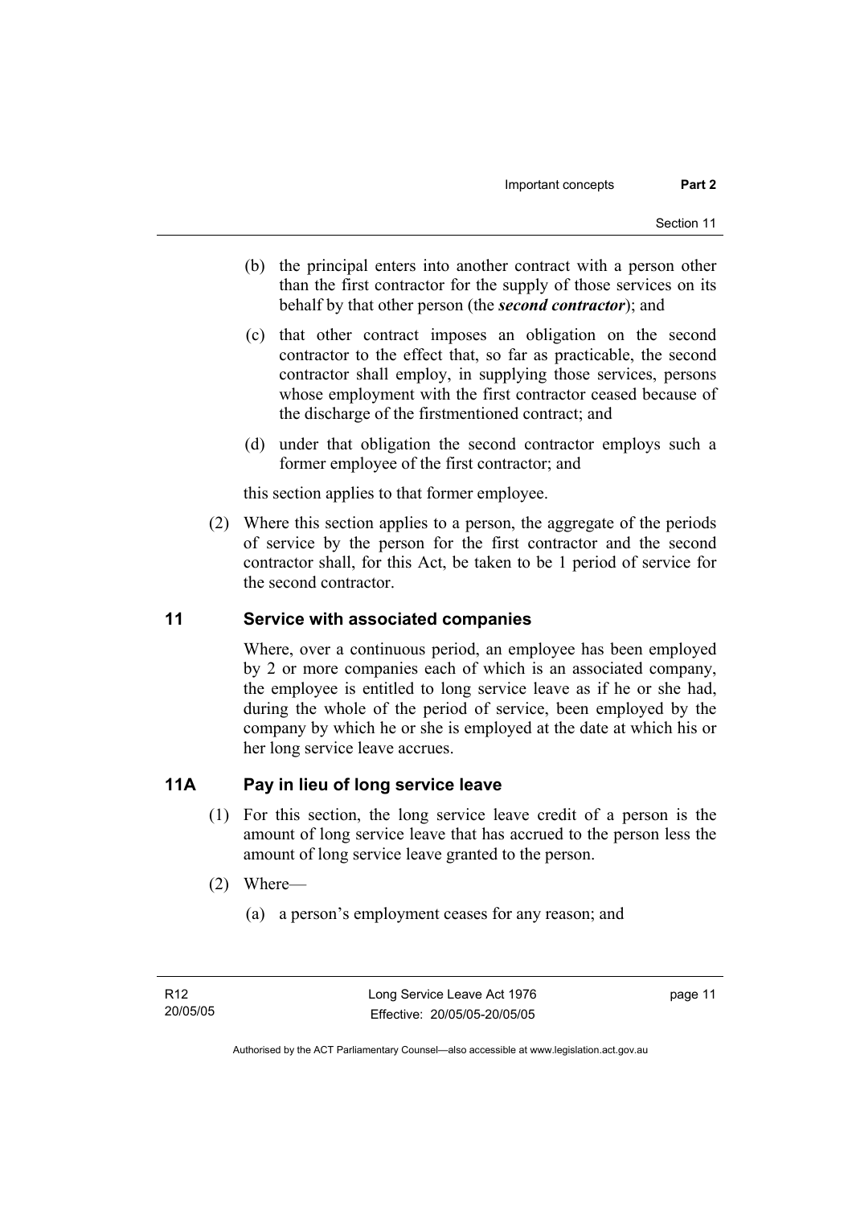(b) the principal enters into another contract with a person other than the first contractor for the supply of those services on its behalf by that other person (the ***second contractor***); and

(c) that other contract imposes an obligation on the second contractor to the effect that, so far as practicable, the second contractor shall employ, in supplying those services, persons whose employment with the first contractor ceased because of the discharge of the firstmentioned contract; and

(d) under that obligation the second contractor employs such a former employee of the first contractor; and

this section applies to that former employee.

(2) Where this section applies to a person, the aggregate of the periods of service by the person for the first contractor and the second contractor shall, for this Act, be taken to be 1 period of service for the second contractor.

## 11 Service with associated companies

Where, over a continuous period, an employee has been employed by 2 or more companies each of which is an associated company, the employee is entitled to long service leave as if he or she had, during the whole of the period of service, been employed by the company by which he or she is employed at the date at which his or her long service leave accrues.

## 11A Pay in lieu of long service leave

(1) For this section, the long service leave credit of a person is the amount of long service leave that has accrued to the person less the amount of long service leave granted to the person.

(2) Where—

(a) a person's employment ceases for any reason; and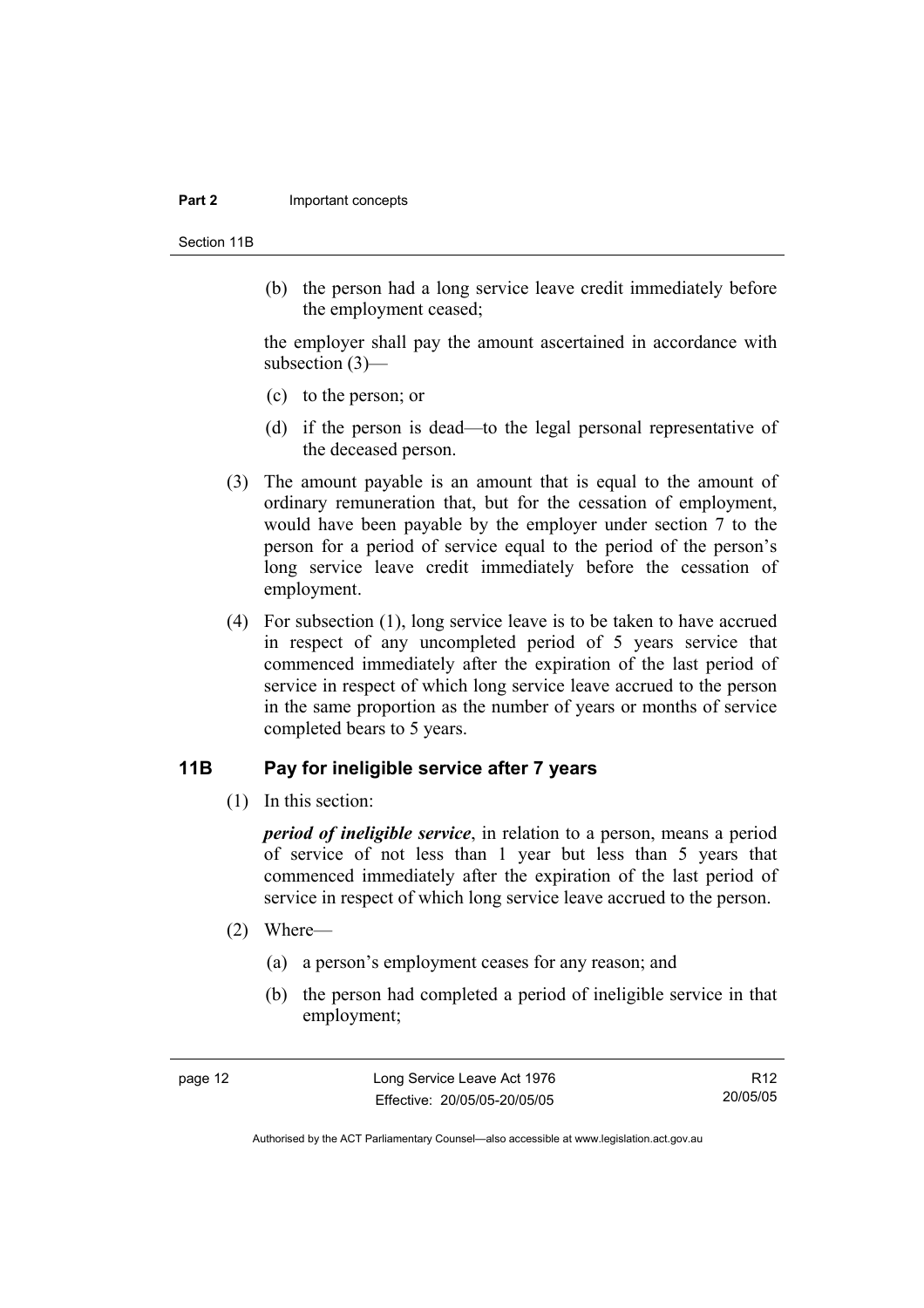(b) the person had a long service leave credit immediately before the employment ceased;

the employer shall pay the amount ascertained in accordance with subsection (3)—

(c) to the person; or

(d) if the person is dead—to the legal personal representative of the deceased person.

(3) The amount payable is an amount that is equal to the amount of ordinary remuneration that, but for the cessation of employment, would have been payable by the employer under section 7 to the person for a period of service equal to the period of the person's long service leave credit immediately before the cessation of employment.

(4) For subsection (1), long service leave is to be taken to have accrued in respect of any uncompleted period of 5 years service that commenced immediately after the expiration of the last period of service in respect of which long service leave accrued to the person in the same proportion as the number of years or months of service completed bears to 5 years.

## 11B Pay for ineligible service after 7 years

(1) In this section:

***period of ineligible service***, in relation to a person, means a period of service of not less than 1 year but less than 5 years that commenced immediately after the expiration of the last period of service in respect of which long service leave accrued to the person.

(2) Where—

(a) a person's employment ceases for any reason; and

(b) the person had completed a period of ineligible service in that employment;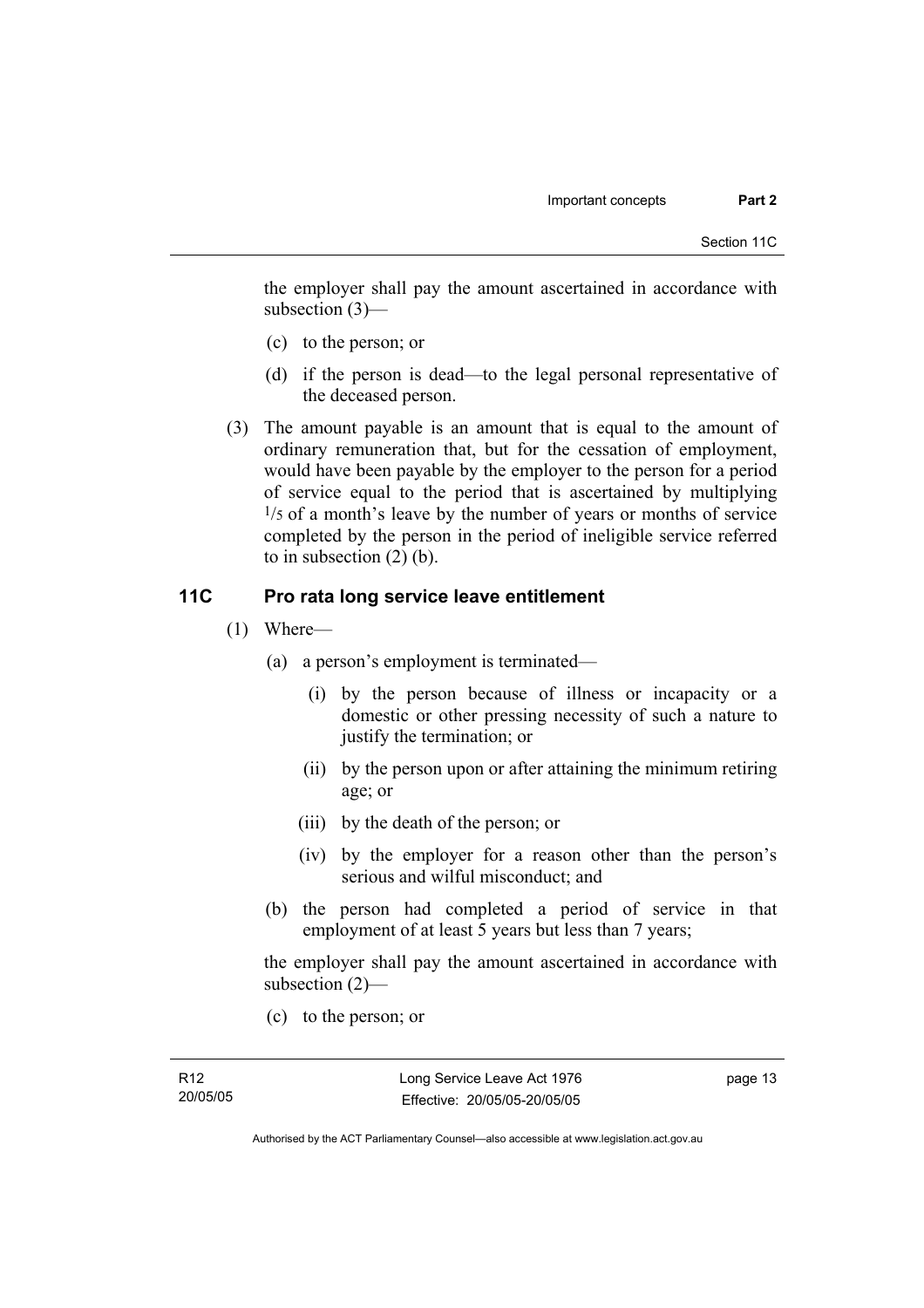the employer shall pay the amount ascertained in accordance with subsection (3)—

(c) to the person; or

(d) if the person is dead—to the legal personal representative of the deceased person.

(3) The amount payable is an amount that is equal to the amount of ordinary remuneration that, but for the cessation of employment, would have been payable by the employer to the person for a period of service equal to the period that is ascertained by multiplying $^1/_5$ of a month's leave by the number of years or months of service completed by the person in the period of ineligible service referred to in subsection (2) (b).

## 11C Pro rata long service leave entitlement

(1) Where—

(a) a person's employment is terminated—

(i) by the person because of illness or incapacity or a domestic or other pressing necessity of such a nature to justify the termination; or

(ii) by the person upon or after attaining the minimum retiring age; or

(iii) by the death of the person; or

(iv) by the employer for a reason other than the person's serious and wilful misconduct; and

(b) the person had completed a period of service in that employment of at least 5 years but less than 7 years;

the employer shall pay the amount ascertained in accordance with subsection (2)—

(c) to the person; or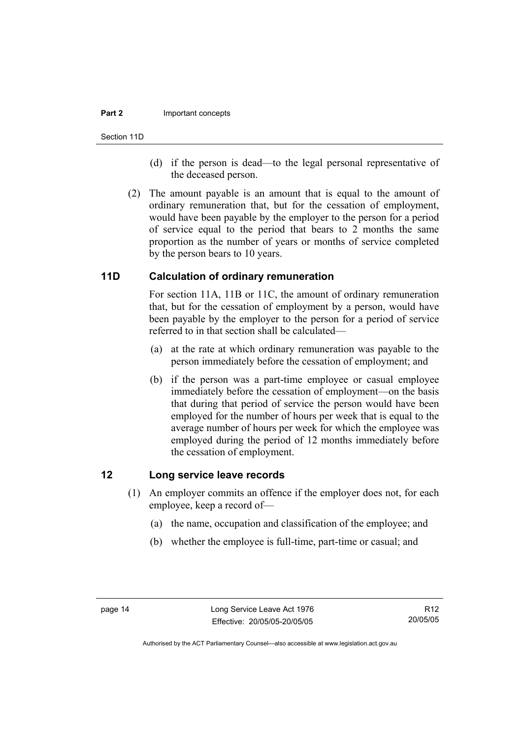(d) if the person is dead—to the legal personal representative of the deceased person.

(2) The amount payable is an amount that is equal to the amount of ordinary remuneration that, but for the cessation of employment, would have been payable by the employer to the person for a period of service equal to the period that bears to 2 months the same proportion as the number of years or months of service completed by the person bears to 10 years.

### 11D Calculation of ordinary remuneration

For section 11A, 11B or 11C, the amount of ordinary remuneration that, but for the cessation of employment by a person, would have been payable by the employer to the person for a period of service referred to in that section shall be calculated—

(a) at the rate at which ordinary remuneration was payable to the person immediately before the cessation of employment; and

(b) if the person was a part-time employee or casual employee immediately before the cessation of employment—on the basis that during that period of service the person would have been employed for the number of hours per week that is equal to the average number of hours per week for which the employee was employed during the period of 12 months immediately before the cessation of employment.

### 12 Long service leave records

(1) An employer commits an offence if the employer does not, for each employee, keep a record of—

(a) the name, occupation and classification of the employee; and

(b) whether the employee is full-time, part-time or casual; and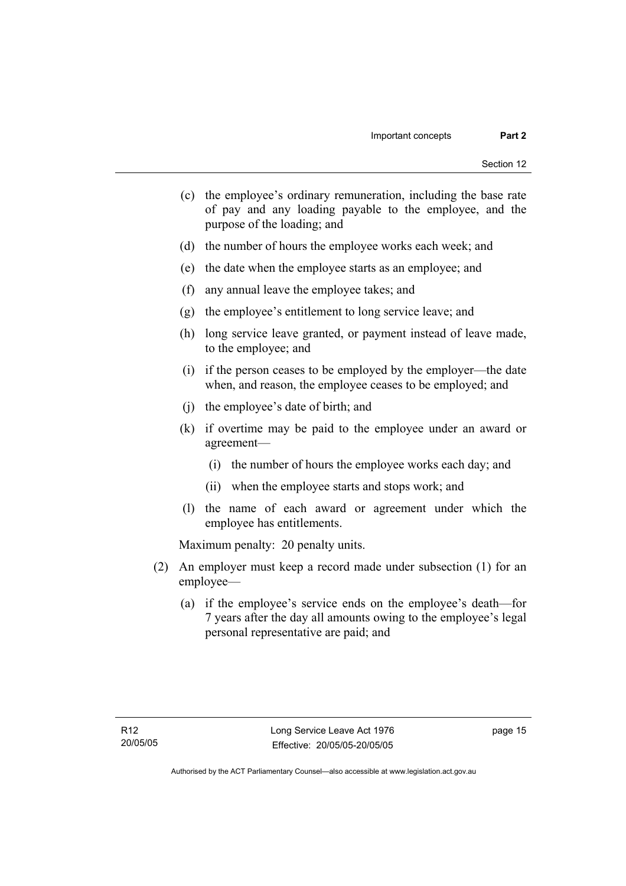(c) the employee's ordinary remuneration, including the base rate of pay and any loading payable to the employee, and the purpose of the loading; and

(d) the number of hours the employee works each week; and

(e) the date when the employee starts as an employee; and

(f) any annual leave the employee takes; and

(g) the employee's entitlement to long service leave; and

(h) long service leave granted, or payment instead of leave made, to the employee; and

(i) if the person ceases to be employed by the employer—the date when, and reason, the employee ceases to be employed; and

(j) the employee's date of birth; and

(k) if overtime may be paid to the employee under an award or agreement—

   (i) the number of hours the employee works each day; and

   (ii) when the employee starts and stops work; and

(l) the name of each award or agreement under which the employee has entitlements.

Maximum penalty: 20 penalty units.

(2) An employer must keep a record made under subsection (1) for an employee—

   (a) if the employee's service ends on the employee's death—for 7 years after the day all amounts owing to the employee's legal personal representative are paid; and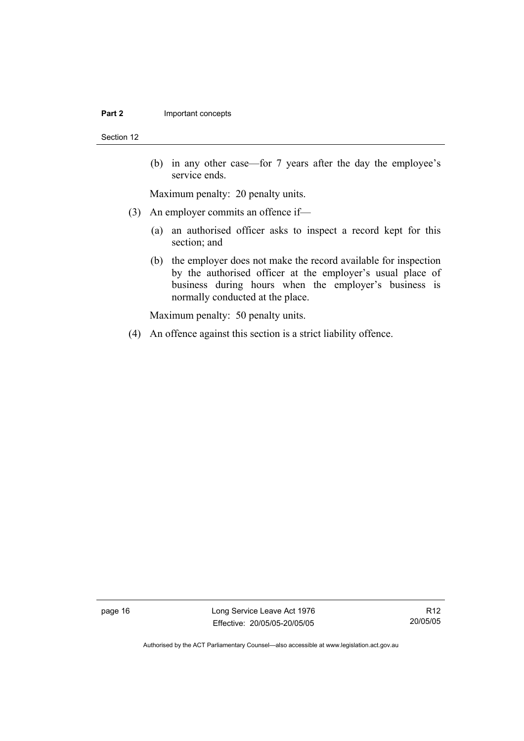(b) in any other case—for 7 years after the day the employee's service ends.

Maximum penalty: 20 penalty units.

(3) An employer commits an offence if—

(a) an authorised officer asks to inspect a record kept for this section; and

(b) the employer does not make the record available for inspection by the authorised officer at the employer's usual place of business during hours when the employer's business is normally conducted at the place.

Maximum penalty: 50 penalty units.

(4) An offence against this section is a strict liability offence.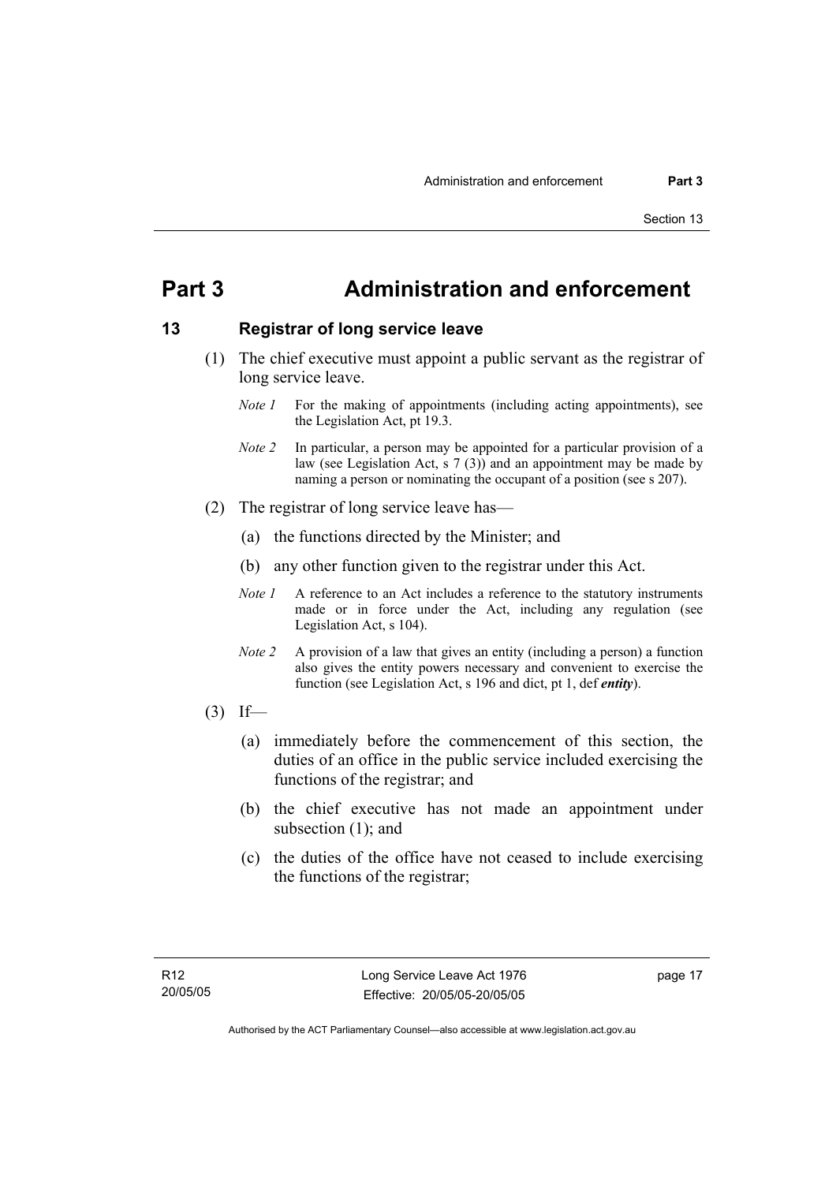# Part 3 Administration and enforcement

## 13 Registrar of long service leave

(1) The chief executive must appoint a public servant as the registrar of long service leave.

*Note 1* For the making of appointments (including acting appointments), see the Legislation Act, pt 19.3.

*Note 2* In particular, a person may be appointed for a particular provision of a law (see Legislation Act, s 7 (3)) and an appointment may be made by naming a person or nominating the occupant of a position (see s 207).

(2) The registrar of long service leave has—

(a) the functions directed by the Minister; and

(b) any other function given to the registrar under this Act.

*Note 1* A reference to an Act includes a reference to the statutory instruments made or in force under the Act, including any regulation (see Legislation Act, s 104).

*Note 2* A provision of a law that gives an entity (including a person) a function also gives the entity powers necessary and convenient to exercise the function (see Legislation Act, s 196 and dict, pt 1, def ***entity***).

(3) If—

(a) immediately before the commencement of this section, the duties of an office in the public service included exercising the functions of the registrar; and

(b) the chief executive has not made an appointment under subsection (1); and

(c) the duties of the office have not ceased to include exercising the functions of the registrar;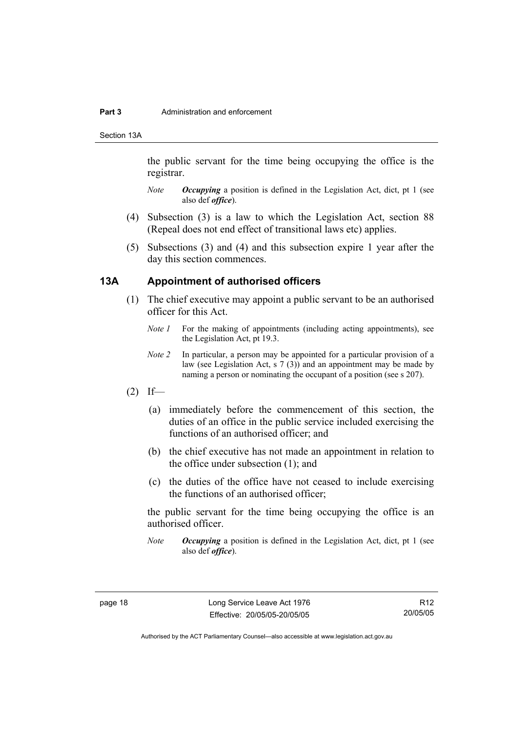the public servant for the time being occupying the office is the registrar.

*Note* ***Occupying*** a position is defined in the Legislation Act, dict, pt 1 (see also def ***office***).

(4) Subsection (3) is a law to which the Legislation Act, section 88 (Repeal does not end effect of transitional laws etc) applies.

(5) Subsections (3) and (4) and this subsection expire 1 year after the day this section commences.

## 13A Appointment of authorised officers

(1) The chief executive may appoint a public servant to be an authorised officer for this Act.

*Note 1* For the making of appointments (including acting appointments), see the Legislation Act, pt 19.3.

*Note 2* In particular, a person may be appointed for a particular provision of a law (see Legislation Act, s 7 (3)) and an appointment may be made by naming a person or nominating the occupant of a position (see s 207).

(2) If—

(a) immediately before the commencement of this section, the duties of an office in the public service included exercising the functions of an authorised officer; and

(b) the chief executive has not made an appointment in relation to the office under subsection (1); and

(c) the duties of the office have not ceased to include exercising the functions of an authorised officer;

the public servant for the time being occupying the office is an authorised officer.

*Note* ***Occupying*** a position is defined in the Legislation Act, dict, pt 1 (see also def ***office***).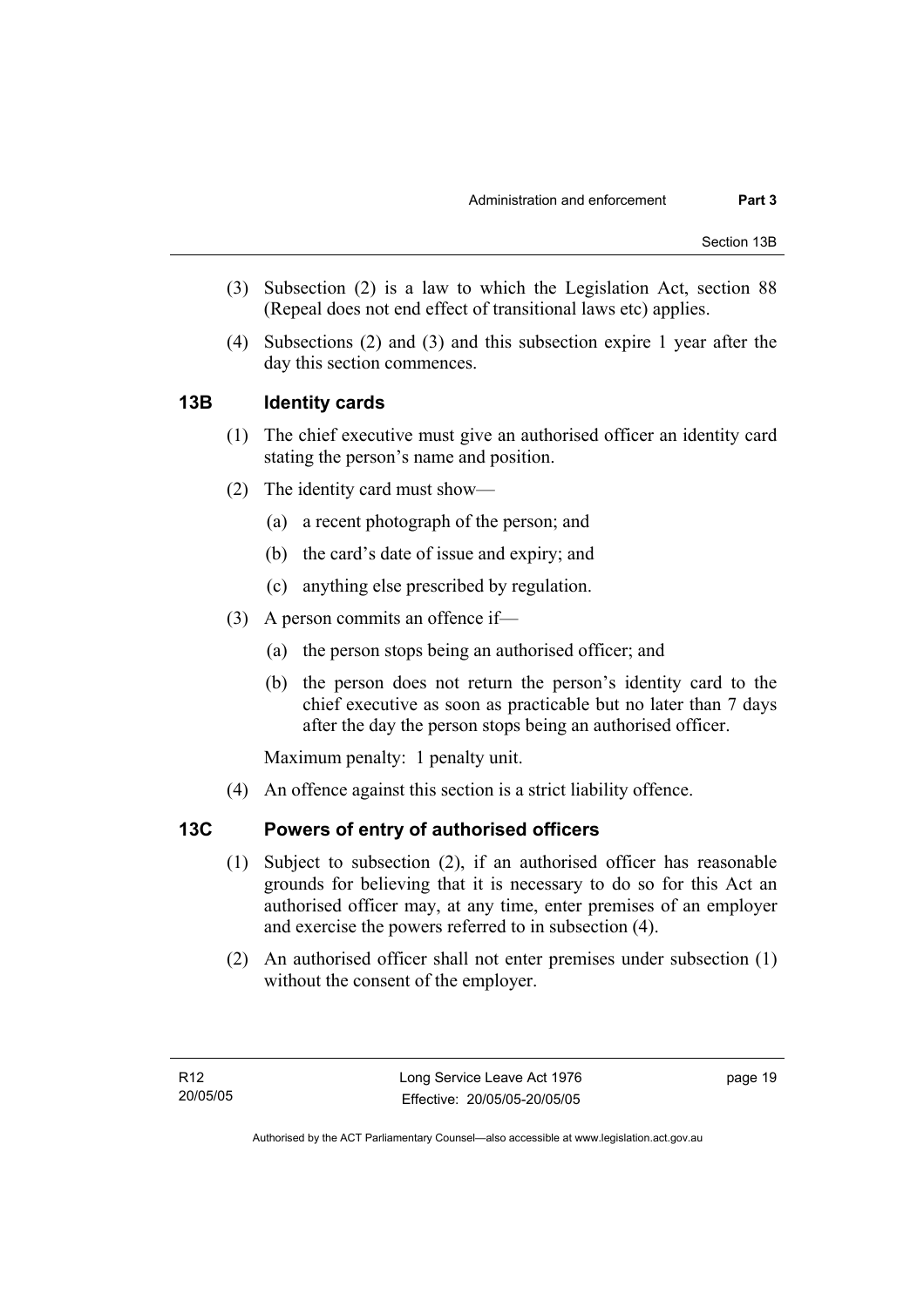(3) Subsection (2) is a law to which the Legislation Act, section 88 (Repeal does not end effect of transitional laws etc) applies.

(4) Subsections (2) and (3) and this subsection expire 1 year after the day this section commences.

### 13B Identity cards

(1) The chief executive must give an authorised officer an identity card stating the person's name and position.

(2) The identity card must show—

  (a) a recent photograph of the person; and

  (b) the card's date of issue and expiry; and

  (c) anything else prescribed by regulation.

(3) A person commits an offence if—

  (a) the person stops being an authorised officer; and

  (b) the person does not return the person's identity card to the chief executive as soon as practicable but no later than 7 days after the day the person stops being an authorised officer.

Maximum penalty: 1 penalty unit.

(4) An offence against this section is a strict liability offence.

### 13C Powers of entry of authorised officers

(1) Subject to subsection (2), if an authorised officer has reasonable grounds for believing that it is necessary to do so for this Act an authorised officer may, at any time, enter premises of an employer and exercise the powers referred to in subsection (4).

(2) An authorised officer shall not enter premises under subsection (1) without the consent of the employer.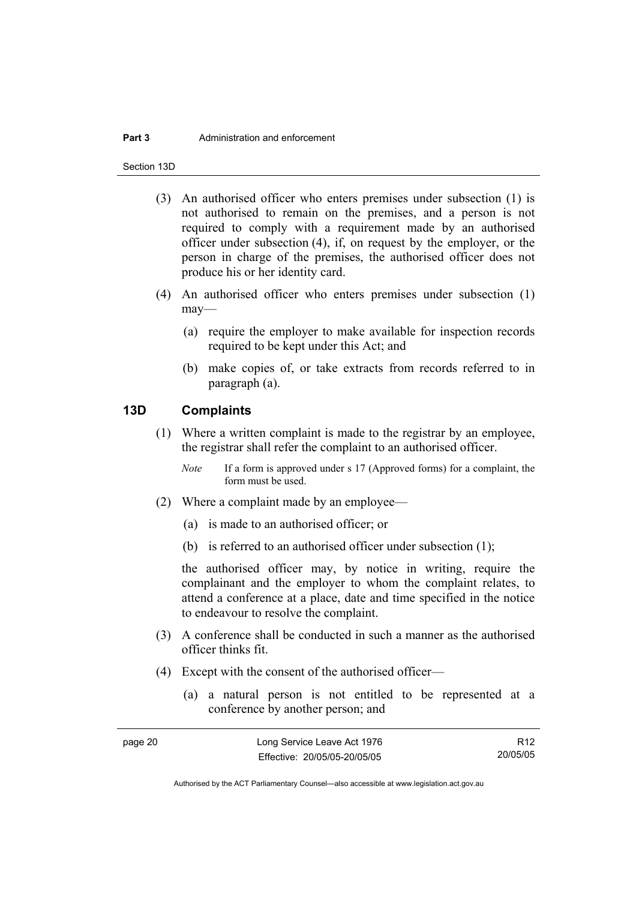(3) An authorised officer who enters premises under subsection (1) is not authorised to remain on the premises, and a person is not required to comply with a requirement made by an authorised officer under subsection (4), if, on request by the employer, or the person in charge of the premises, the authorised officer does not produce his or her identity card.

(4) An authorised officer who enters premises under subsection (1) may—

(a) require the employer to make available for inspection records required to be kept under this Act; and

(b) make copies of, or take extracts from records referred to in paragraph (a).

### 13D Complaints

(1) Where a written complaint is made to the registrar by an employee, the registrar shall refer the complaint to an authorised officer.

*Note* If a form is approved under s 17 (Approved forms) for a complaint, the form must be used.

(2) Where a complaint made by an employee—

(a) is made to an authorised officer; or

(b) is referred to an authorised officer under subsection (1);

the authorised officer may, by notice in writing, require the complainant and the employer to whom the complaint relates, to attend a conference at a place, date and time specified in the notice to endeavour to resolve the complaint.

(3) A conference shall be conducted in such a manner as the authorised officer thinks fit.

(4) Except with the consent of the authorised officer—

(a) a natural person is not entitled to be represented at a conference by another person; and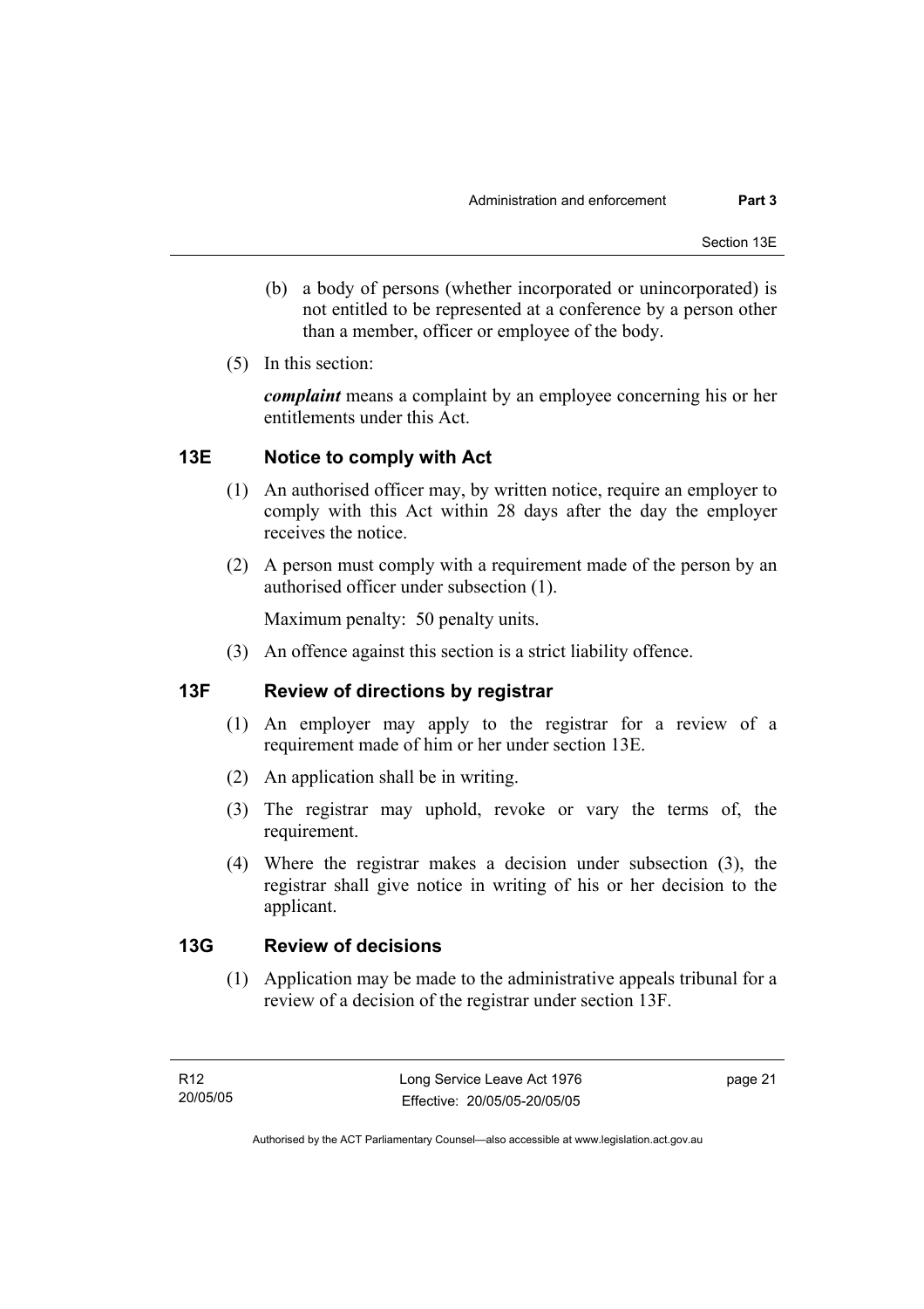(b) a body of persons (whether incorporated or unincorporated) is not entitled to be represented at a conference by a person other than a member, officer or employee of the body.

(5) In this section:

***complaint*** means a complaint by an employee concerning his or her entitlements under this Act.

## 13E Notice to comply with Act

(1) An authorised officer may, by written notice, require an employer to comply with this Act within 28 days after the day the employer receives the notice.

(2) A person must comply with a requirement made of the person by an authorised officer under subsection (1).

Maximum penalty: 50 penalty units.

(3) An offence against this section is a strict liability offence.

## 13F Review of directions by registrar

(1) An employer may apply to the registrar for a review of a requirement made of him or her under section 13E.

(2) An application shall be in writing.

(3) The registrar may uphold, revoke or vary the terms of, the requirement.

(4) Where the registrar makes a decision under subsection (3), the registrar shall give notice in writing of his or her decision to the applicant.

## 13G Review of decisions

(1) Application may be made to the administrative appeals tribunal for a review of a decision of the registrar under section 13F.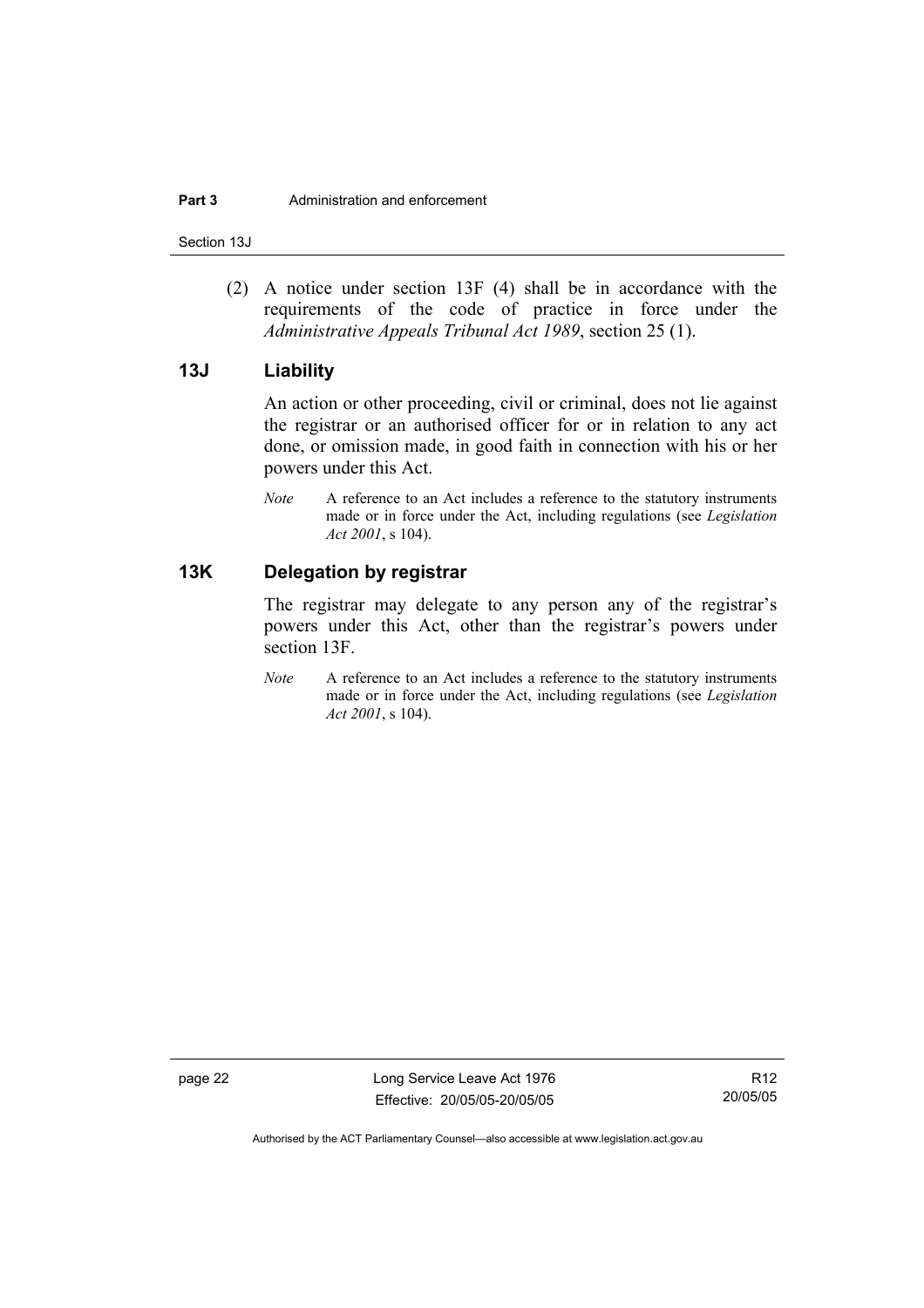(2) A notice under section 13F (4) shall be in accordance with the requirements of the code of practice in force under the *Administrative Appeals Tribunal Act 1989*, section 25 (1).

## 13J Liability

An action or other proceeding, civil or criminal, does not lie against the registrar or an authorised officer for or in relation to any act done, or omission made, in good faith in connection with his or her powers under this Act.

*Note* A reference to an Act includes a reference to the statutory instruments made or in force under the Act, including regulations (see *Legislation Act 2001*, s 104).

## 13K Delegation by registrar

The registrar may delegate to any person any of the registrar's powers under this Act, other than the registrar's powers under section 13F.

*Note* A reference to an Act includes a reference to the statutory instruments made or in force under the Act, including regulations (see *Legislation Act 2001*, s 104).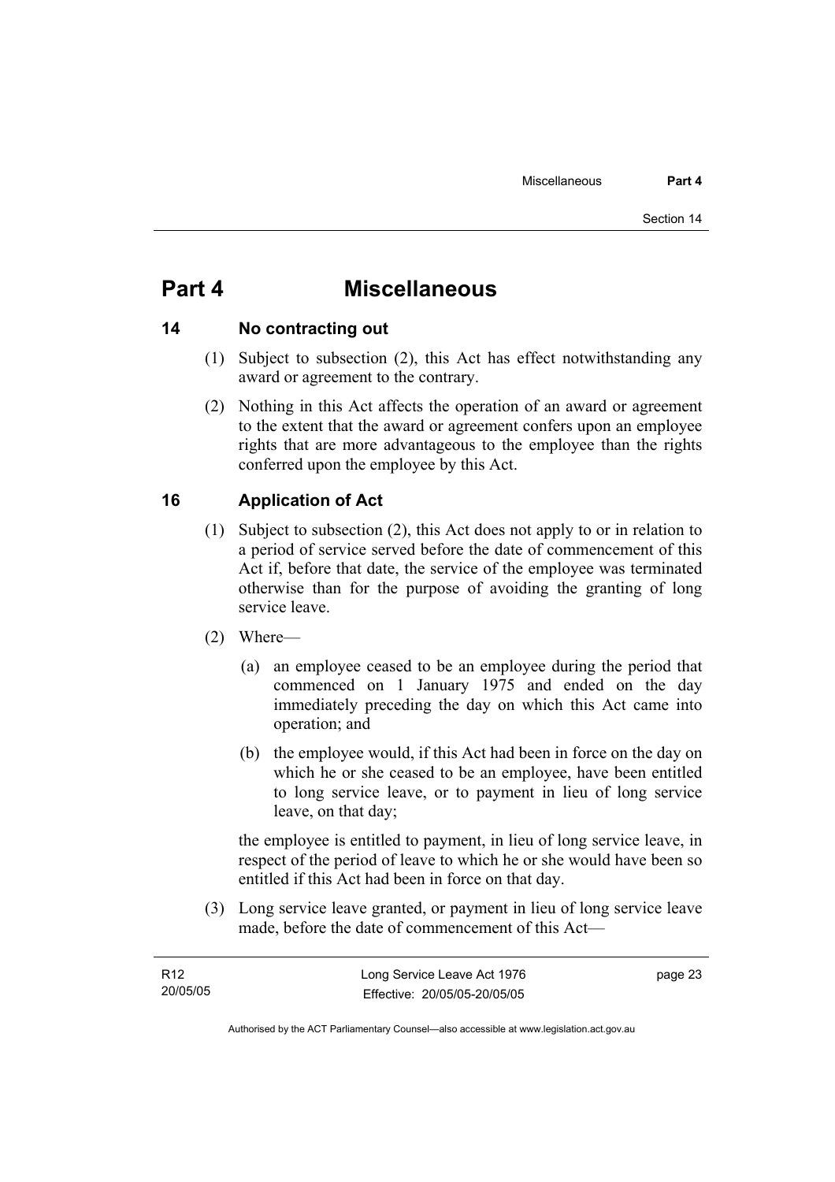# Part 4 Miscellaneous

## 14 No contracting out

(1) Subject to subsection (2), this Act has effect notwithstanding any award or agreement to the contrary.

(2) Nothing in this Act affects the operation of an award or agreement to the extent that the award or agreement confers upon an employee rights that are more advantageous to the employee than the rights conferred upon the employee by this Act.

## 16 Application of Act

(1) Subject to subsection (2), this Act does not apply to or in relation to a period of service served before the date of commencement of this Act if, before that date, the service of the employee was terminated otherwise than for the purpose of avoiding the granting of long service leave.

(2) Where—

(a) an employee ceased to be an employee during the period that commenced on 1 January 1975 and ended on the day immediately preceding the day on which this Act came into operation; and

(b) the employee would, if this Act had been in force on the day on which he or she ceased to be an employee, have been entitled to long service leave, or to payment in lieu of long service leave, on that day;

the employee is entitled to payment, in lieu of long service leave, in respect of the period of leave to which he or she would have been so entitled if this Act had been in force on that day.

(3) Long service leave granted, or payment in lieu of long service leave made, before the date of commencement of this Act—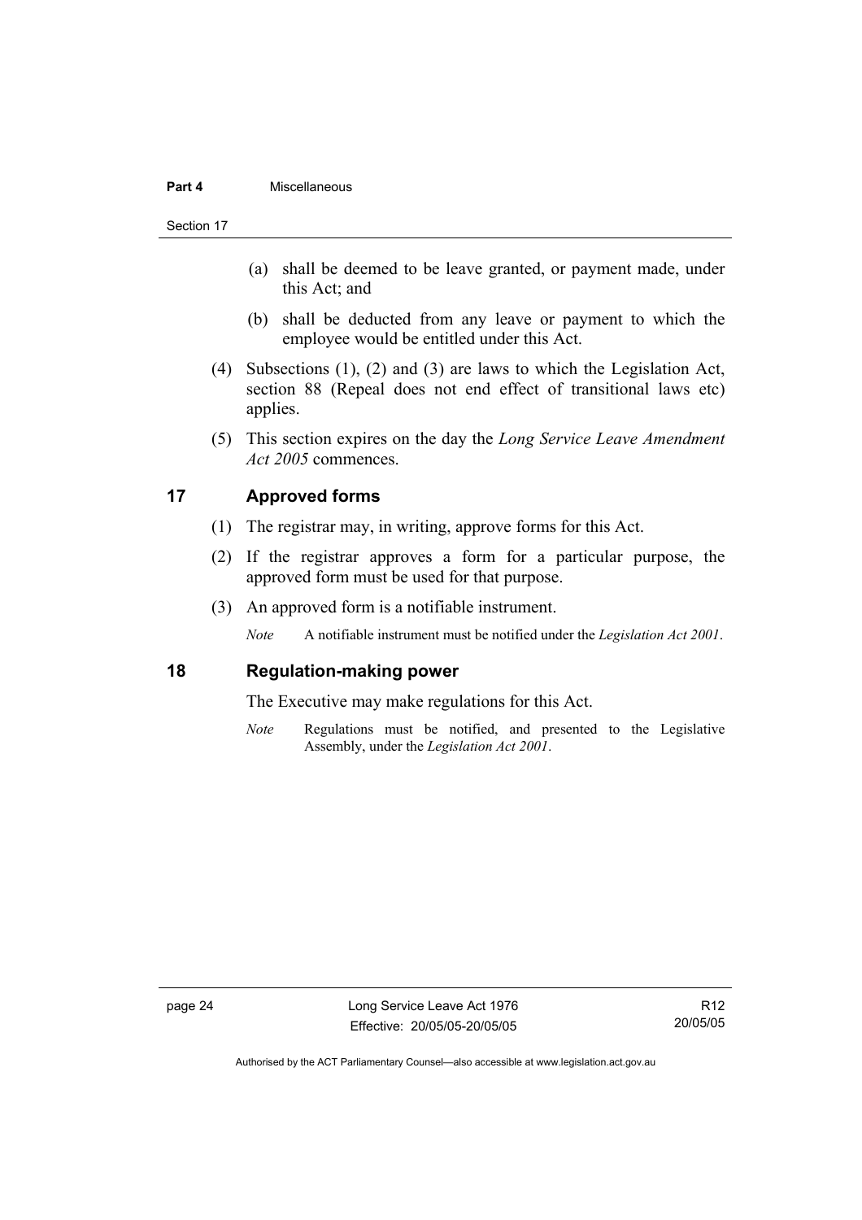(a) shall be deemed to be leave granted, or payment made, under this Act; and

(b) shall be deducted from any leave or payment to which the employee would be entitled under this Act.

(4) Subsections (1), (2) and (3) are laws to which the Legislation Act, section 88 (Repeal does not end effect of transitional laws etc) applies.

(5) This section expires on the day the *Long Service Leave Amendment Act 2005* commences.

## 17 Approved forms

(1) The registrar may, in writing, approve forms for this Act.

(2) If the registrar approves a form for a particular purpose, the approved form must be used for that purpose.

(3) An approved form is a notifiable instrument.

*Note* A notifiable instrument must be notified under the *Legislation Act 2001*.

## 18 Regulation-making power

The Executive may make regulations for this Act.

*Note* Regulations must be notified, and presented to the Legislative Assembly, under the *Legislation Act 2001*.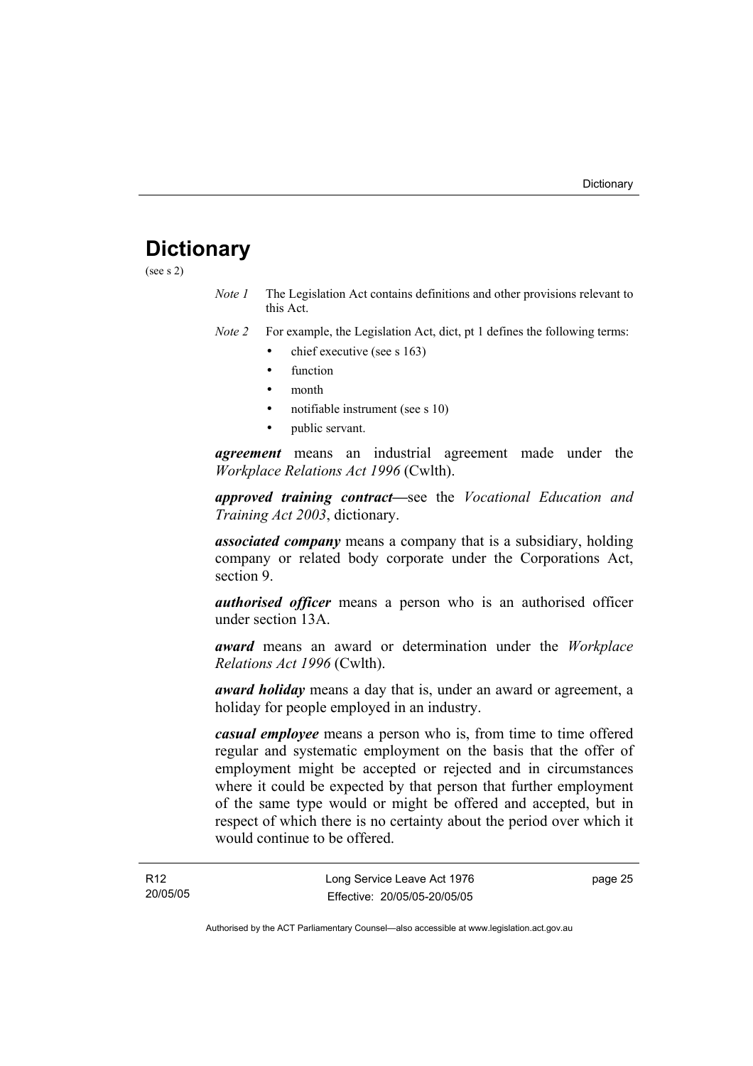# Dictionary

(see s 2)

*Note 1* The Legislation Act contains definitions and other provisions relevant to this Act.

*Note 2* For example, the Legislation Act, dict, pt 1 defines the following terms:

- chief executive (see s 163)
- function
- month
- notifiable instrument (see s 10)
- public servant.

***agreement*** means an industrial agreement made under the *Workplace Relations Act 1996* (Cwlth).

***approved training contract***—see the *Vocational Education and Training Act 2003*, dictionary.

***associated company*** means a company that is a subsidiary, holding company or related body corporate under the Corporations Act, section 9.

***authorised officer*** means a person who is an authorised officer under section 13A.

***award*** means an award or determination under the *Workplace Relations Act 1996* (Cwlth).

***award holiday*** means a day that is, under an award or agreement, a holiday for people employed in an industry.

***casual employee*** means a person who is, from time to time offered regular and systematic employment on the basis that the offer of employment might be accepted or rejected and in circumstances where it could be expected by that person that further employment of the same type would or might be offered and accepted, but in respect of which there is no certainty about the period over which it would continue to be offered.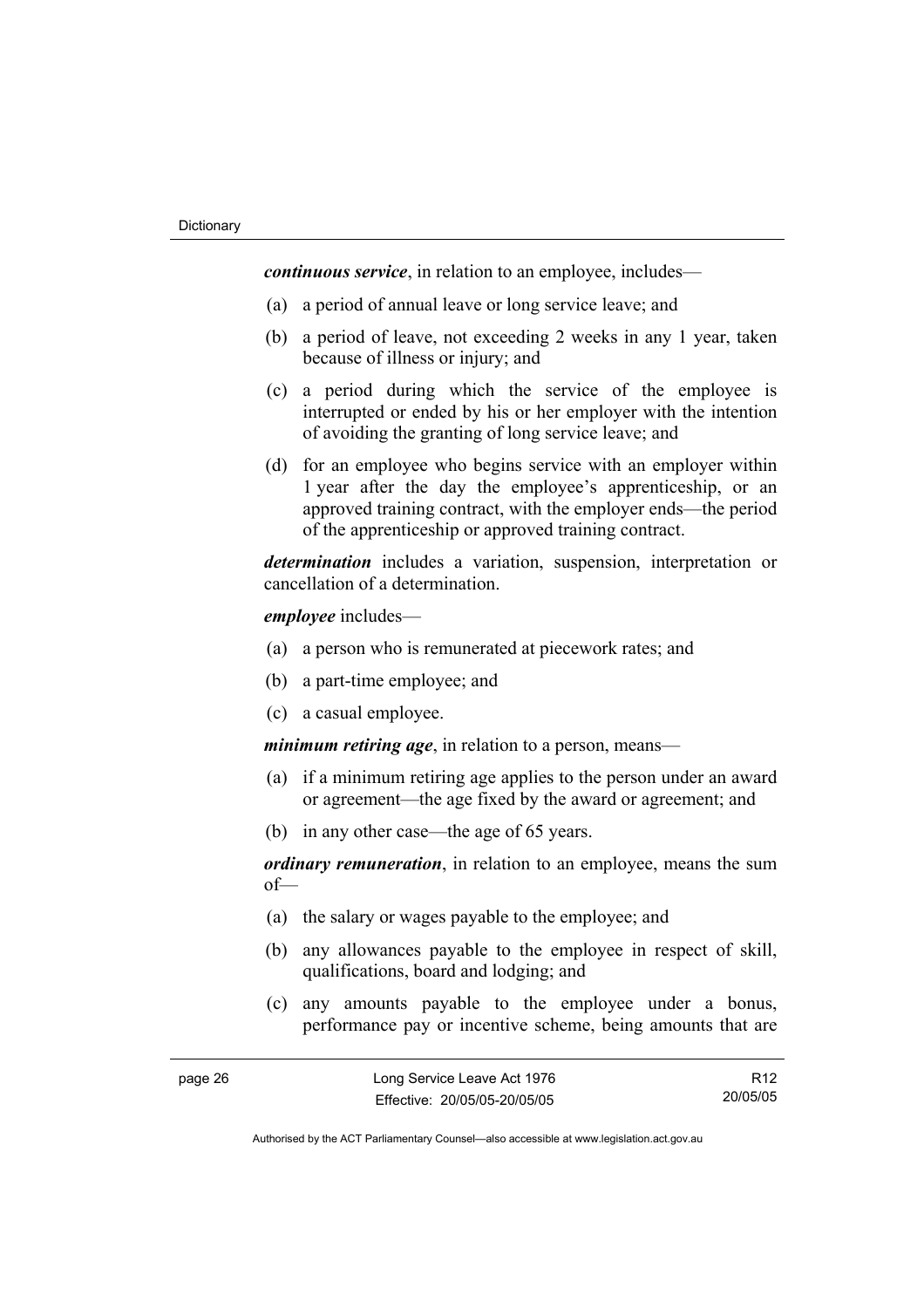***continuous service***, in relation to an employee, includes—

(a) a period of annual leave or long service leave; and

(b) a period of leave, not exceeding 2 weeks in any 1 year, taken because of illness or injury; and

(c) a period during which the service of the employee is interrupted or ended by his or her employer with the intention of avoiding the granting of long service leave; and

(d) for an employee who begins service with an employer within 1 year after the day the employee's apprenticeship, or an approved training contract, with the employer ends—the period of the apprenticeship or approved training contract.

***determination*** includes a variation, suspension, interpretation or cancellation of a determination.

***employee*** includes—

(a) a person who is remunerated at piecework rates; and

(b) a part-time employee; and

(c) a casual employee.

***minimum retiring age***, in relation to a person, means—

(a) if a minimum retiring age applies to the person under an award or agreement—the age fixed by the award or agreement; and

(b) in any other case—the age of 65 years.

***ordinary remuneration***, in relation to an employee, means the sum of—

(a) the salary or wages payable to the employee; and

(b) any allowances payable to the employee in respect of skill, qualifications, board and lodging; and

(c) any amounts payable to the employee under a bonus, performance pay or incentive scheme, being amounts that are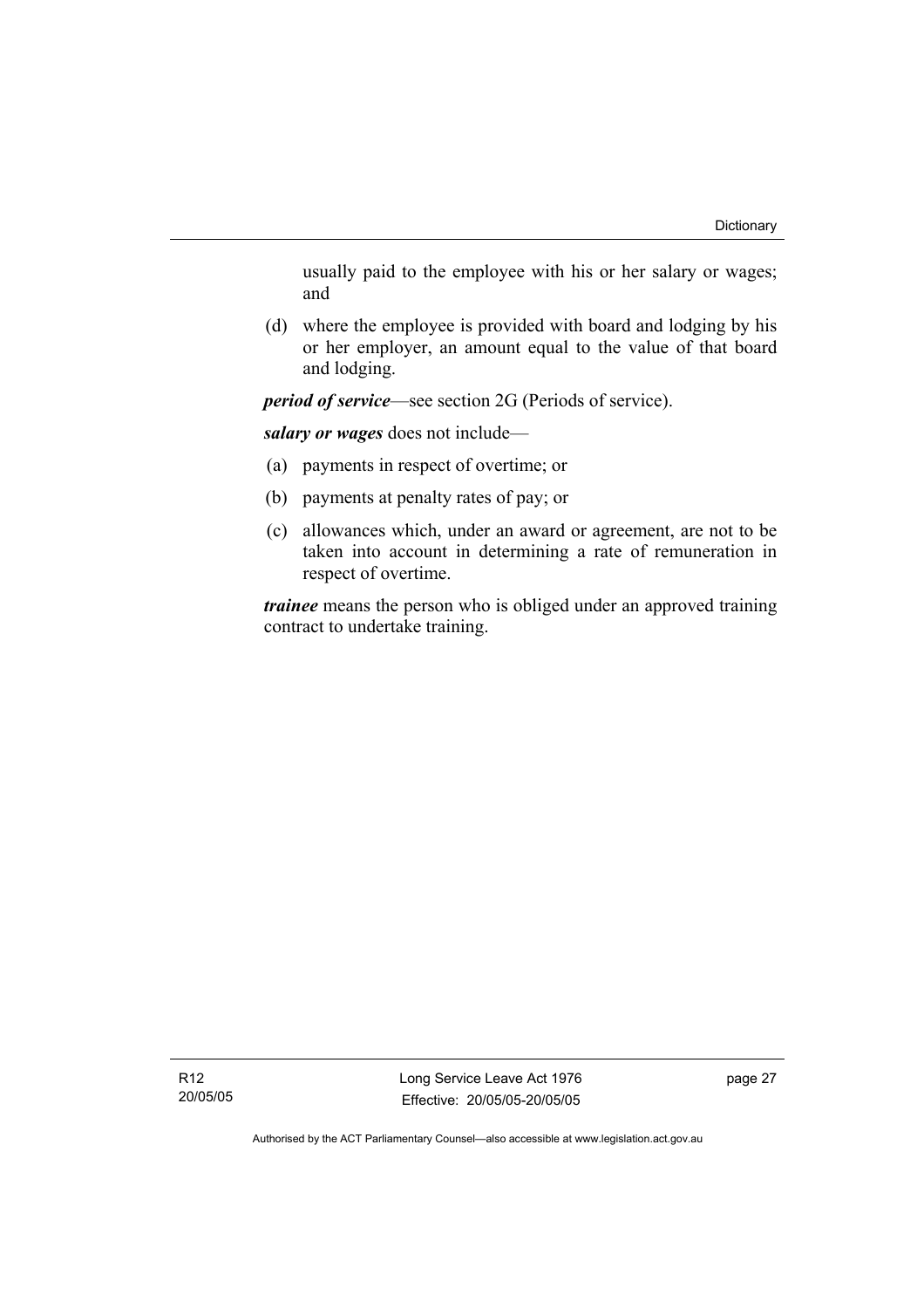usually paid to the employee with his or her salary or wages; and

(d) where the employee is provided with board and lodging by his or her employer, an amount equal to the value of that board and lodging.

***period of service***—see section 2G (Periods of service).

***salary or wages*** does not include—

(a) payments in respect of overtime; or

(b) payments at penalty rates of pay; or

(c) allowances which, under an award or agreement, are not to be taken into account in determining a rate of remuneration in respect of overtime.

***trainee*** means the person who is obliged under an approved training contract to undertake training.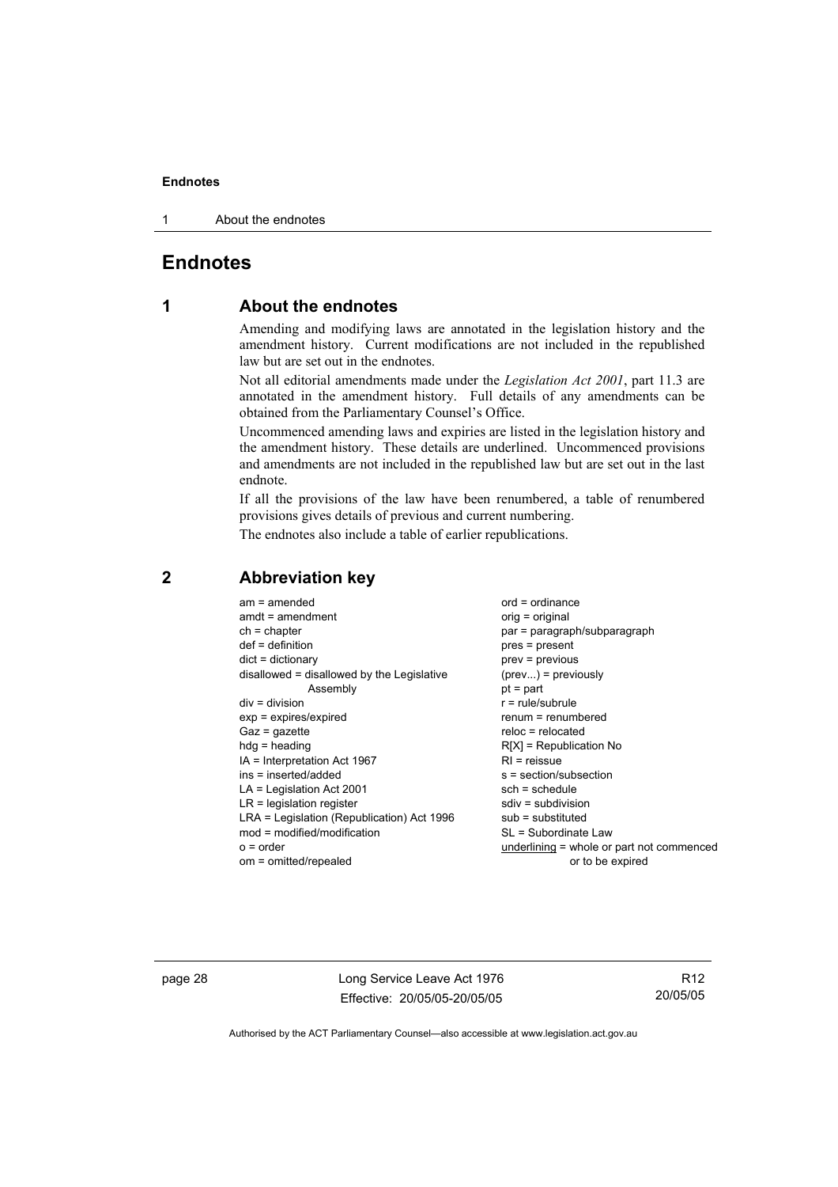# Endnotes

## 1 About the endnotes

Amending and modifying laws are annotated in the legislation history and the amendment history. Current modifications are not included in the republished law but are set out in the endnotes.

Not all editorial amendments made under the *Legislation Act 2001*, part 11.3 are annotated in the amendment history. Full details of any amendments can be obtained from the Parliamentary Counsel's Office.

Uncommenced amending laws and expiries are listed in the legislation history and the amendment history. These details are underlined. Uncommenced provisions and amendments are not included in the republished law but are set out in the last endnote.

If all the provisions of the law have been renumbered, a table of renumbered provisions gives details of previous and current numbering.

The endnotes also include a table of earlier republications.

## 2 Abbreviation key

am = amended
amdt = amendment
ch = chapter
def = definition
dict = dictionary
disallowed = disallowed by the Legislative Assembly
div = division
exp = expires/expired
Gaz = gazette
hdg = heading
IA = Interpretation Act 1967
ins = inserted/added
LA = Legislation Act 2001
LR = legislation register
LRA = Legislation (Republication) Act 1996
mod = modified/modification
o = order
om = omitted/repealed
ord = ordinance
orig = original
par = paragraph/subparagraph
pres = present
prev = previous
(prev...) = previously
pt = part
r = rule/subrule
renum = renumbered
reloc = relocated
R[X] = Republication No
RI = reissue
s = section/subsection
sch = schedule
sdiv = subdivision
sub = substituted
SL = Subordinate Law
underlining = whole or part not commenced or to be expired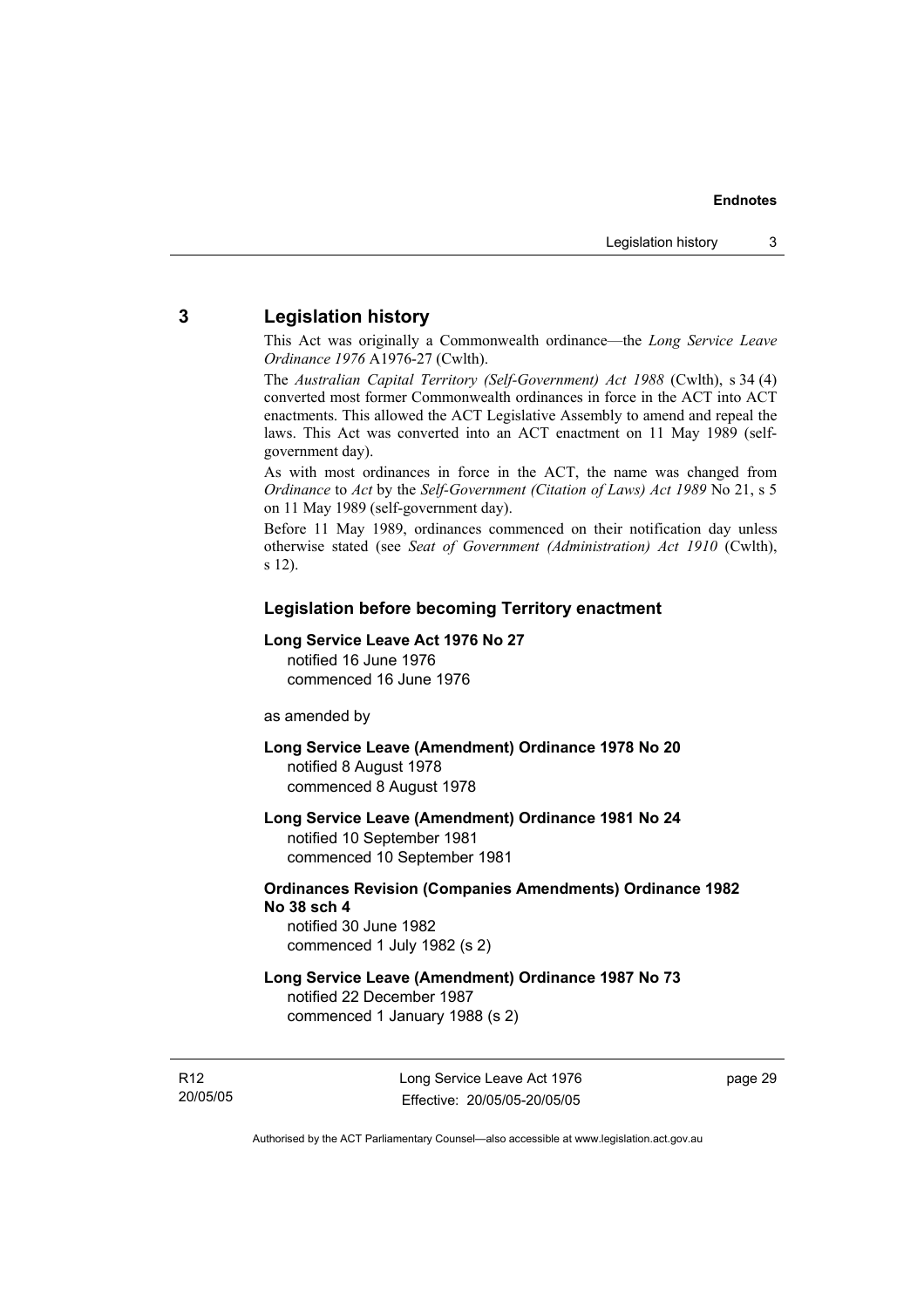## 3 Legislation history

This Act was originally a Commonwealth ordinance—the *Long Service Leave Ordinance 1976* A1976-27 (Cwlth).

The *Australian Capital Territory (Self-Government) Act 1988* (Cwlth), s 34 (4) converted most former Commonwealth ordinances in force in the ACT into ACT enactments. This allowed the ACT Legislative Assembly to amend and repeal the laws. This Act was converted into an ACT enactment on 11 May 1989 (self-government day).

As with most ordinances in force in the ACT, the name was changed from *Ordinance* to *Act* by the *Self-Government (Citation of Laws) Act 1989* No 21, s 5 on 11 May 1989 (self-government day).

Before 11 May 1989, ordinances commenced on their notification day unless otherwise stated (see *Seat of Government (Administration) Act 1910* (Cwlth), s 12).

### Legislation before becoming Territory enactment

**Long Service Leave Act 1976 No 27**
notified 16 June 1976
commenced 16 June 1976

as amended by

**Long Service Leave (Amendment) Ordinance 1978 No 20**
notified 8 August 1978
commenced 8 August 1978

**Long Service Leave (Amendment) Ordinance 1981 No 24**
notified 10 September 1981
commenced 10 September 1981

**Ordinances Revision (Companies Amendments) Ordinance 1982 No 38 sch 4**
notified 30 June 1982
commenced 1 July 1982 (s 2)

**Long Service Leave (Amendment) Ordinance 1987 No 73**
notified 22 December 1987
commenced 1 January 1988 (s 2)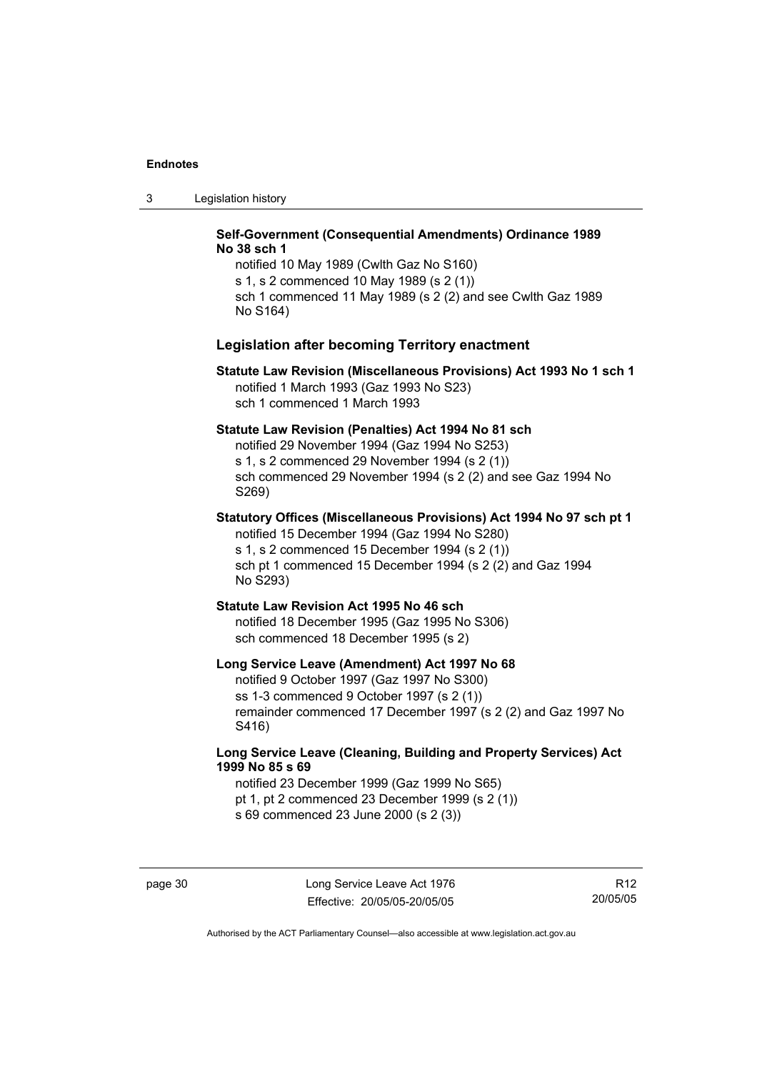**Self-Government (Consequential Amendments) Ordinance 1989 No 38 sch 1**

notified 10 May 1989 (Cwlth Gaz No S160)
s 1, s 2 commenced 10 May 1989 (s 2 (1))
sch 1 commenced 11 May 1989 (s 2 (2) and see Cwlth Gaz 1989 No S164)

## Legislation after becoming Territory enactment

**Statute Law Revision (Miscellaneous Provisions) Act 1993 No 1 sch 1**

notified 1 March 1993 (Gaz 1993 No S23)
sch 1 commenced 1 March 1993

**Statute Law Revision (Penalties) Act 1994 No 81 sch**

notified 29 November 1994 (Gaz 1994 No S253)
s 1, s 2 commenced 29 November 1994 (s 2 (1))
sch commenced 29 November 1994 (s 2 (2) and see Gaz 1994 No S269)

**Statutory Offices (Miscellaneous Provisions) Act 1994 No 97 sch pt 1**

notified 15 December 1994 (Gaz 1994 No S280)
s 1, s 2 commenced 15 December 1994 (s 2 (1))
sch pt 1 commenced 15 December 1994 (s 2 (2) and Gaz 1994 No S293)

**Statute Law Revision Act 1995 No 46 sch**

notified 18 December 1995 (Gaz 1995 No S306)
sch commenced 18 December 1995 (s 2)

**Long Service Leave (Amendment) Act 1997 No 68**

notified 9 October 1997 (Gaz 1997 No S300)
ss 1-3 commenced 9 October 1997 (s 2 (1))
remainder commenced 17 December 1997 (s 2 (2) and Gaz 1997 No S416)

**Long Service Leave (Cleaning, Building and Property Services) Act 1999 No 85 s 69**

notified 23 December 1999 (Gaz 1999 No S65)
pt 1, pt 2 commenced 23 December 1999 (s 2 (1))
s 69 commenced 23 June 2000 (s 2 (3))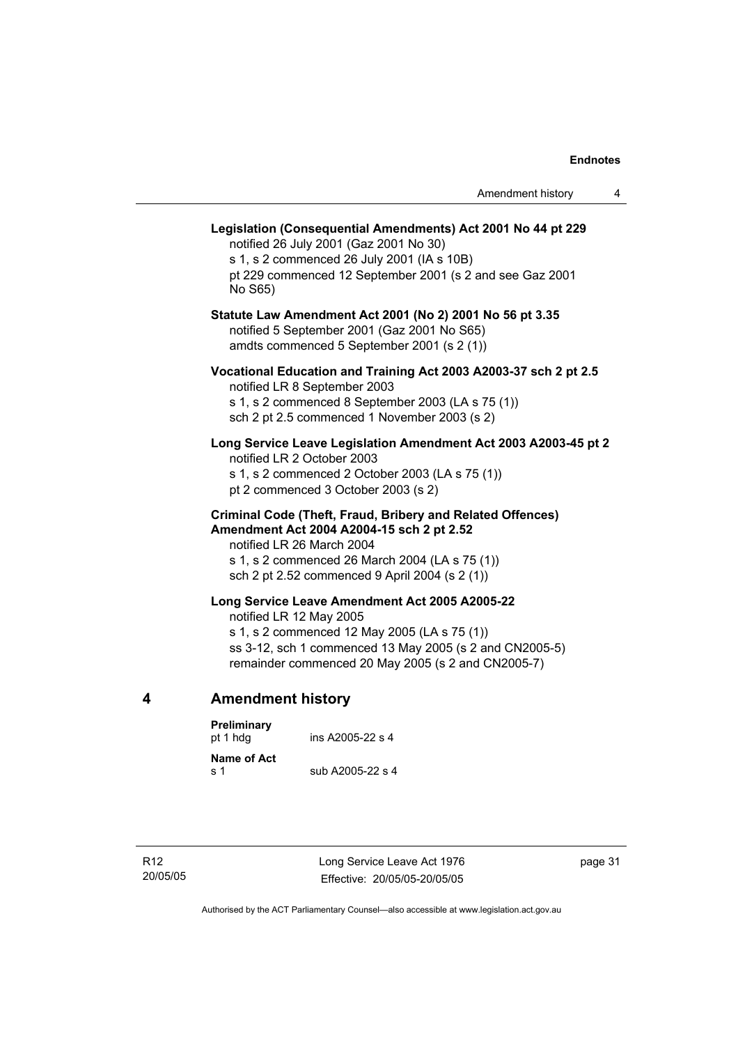**Legislation (Consequential Amendments) Act 2001 No 44 pt 229**
notified 26 July 2001 (Gaz 2001 No 30)
s 1, s 2 commenced 26 July 2001 (IA s 10B)
pt 229 commenced 12 September 2001 (s 2 and see Gaz 2001 No S65)

**Statute Law Amendment Act 2001 (No 2) 2001 No 56 pt 3.35**
notified 5 September 2001 (Gaz 2001 No S65)
amdts commenced 5 September 2001 (s 2 (1))

**Vocational Education and Training Act 2003 A2003-37 sch 2 pt 2.5**
notified LR 8 September 2003
s 1, s 2 commenced 8 September 2003 (LA s 75 (1))
sch 2 pt 2.5 commenced 1 November 2003 (s 2)

**Long Service Leave Legislation Amendment Act 2003 A2003-45 pt 2**
notified LR 2 October 2003
s 1, s 2 commenced 2 October 2003 (LA s 75 (1))
pt 2 commenced 3 October 2003 (s 2)

**Criminal Code (Theft, Fraud, Bribery and Related Offences) Amendment Act 2004 A2004-15 sch 2 pt 2.52**
notified LR 26 March 2004
s 1, s 2 commenced 26 March 2004 (LA s 75 (1))
sch 2 pt 2.52 commenced 9 April 2004 (s 2 (1))

**Long Service Leave Amendment Act 2005 A2005-22**
notified LR 12 May 2005
s 1, s 2 commenced 12 May 2005 (LA s 75 (1))
ss 3-12, sch 1 commenced 13 May 2005 (s 2 and CN2005-5)
remainder commenced 20 May 2005 (s 2 and CN2005-7)

## 4 Amendment history

**Preliminary**
pt 1 hdg ins A2005-22 s 4

**Name of Act**
s 1 sub A2005-22 s 4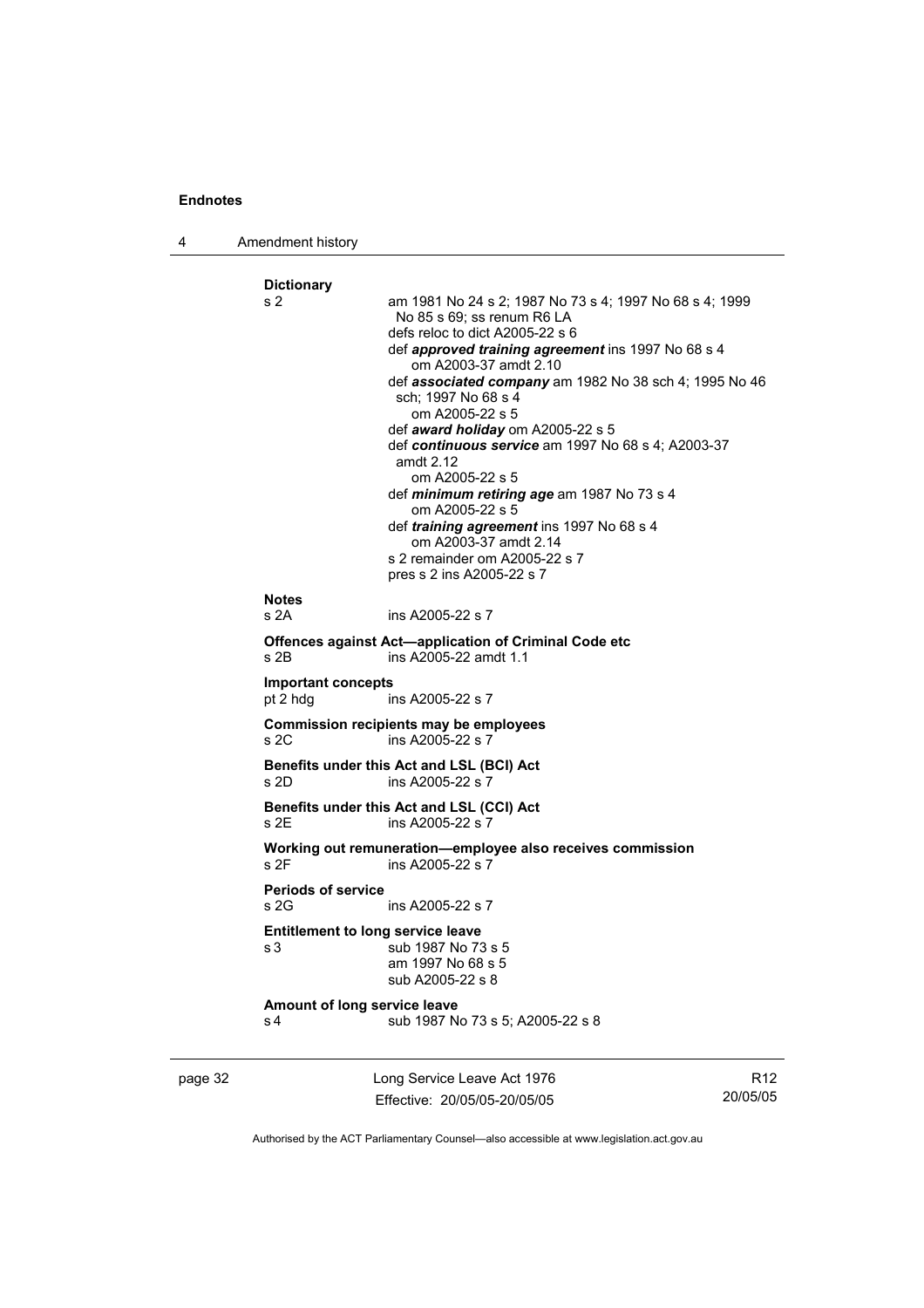**Dictionary**

s 2 — am 1981 No 24 s 2; 1987 No 73 s 4; 1997 No 68 s 4; 1999 No 85 s 69; ss renum R6 LA
defs reloc to dict A2005-22 s 6
def ***approved training agreement*** ins 1997 No 68 s 4
om A2003-37 amdt 2.10
def ***associated company*** am 1982 No 38 sch 4; 1995 No 46 sch; 1997 No 68 s 4
om A2005-22 s 5
def ***award holiday*** om A2005-22 s 5
def ***continuous service*** am 1997 No 68 s 4; A2003-37 amdt 2.12
om A2005-22 s 5
def ***minimum retiring age*** am 1987 No 73 s 4
om A2005-22 s 5
def ***training agreement*** ins 1997 No 68 s 4
om A2003-37 amdt 2.14
s 2 remainder om A2005-22 s 7
pres s 2 ins A2005-22 s 7

**Notes**

s 2A — ins A2005-22 s 7

**Offences against Act—application of Criminal Code etc**

s 2B — ins A2005-22 amdt 1.1

**Important concepts**

pt 2 hdg — ins A2005-22 s 7

**Commission recipients may be employees**

s 2C — ins A2005-22 s 7

**Benefits under this Act and LSL (BCI) Act**

s 2D — ins A2005-22 s 7

**Benefits under this Act and LSL (CCI) Act**

s 2E — ins A2005-22 s 7

**Working out remuneration—employee also receives commission**

s 2F — ins A2005-22 s 7

**Periods of service**

s 2G — ins A2005-22 s 7

**Entitlement to long service leave**

s 3 — sub 1987 No 73 s 5
am 1997 No 68 s 5
sub A2005-22 s 8

**Amount of long service leave**

s 4 — sub 1987 No 73 s 5; A2005-22 s 8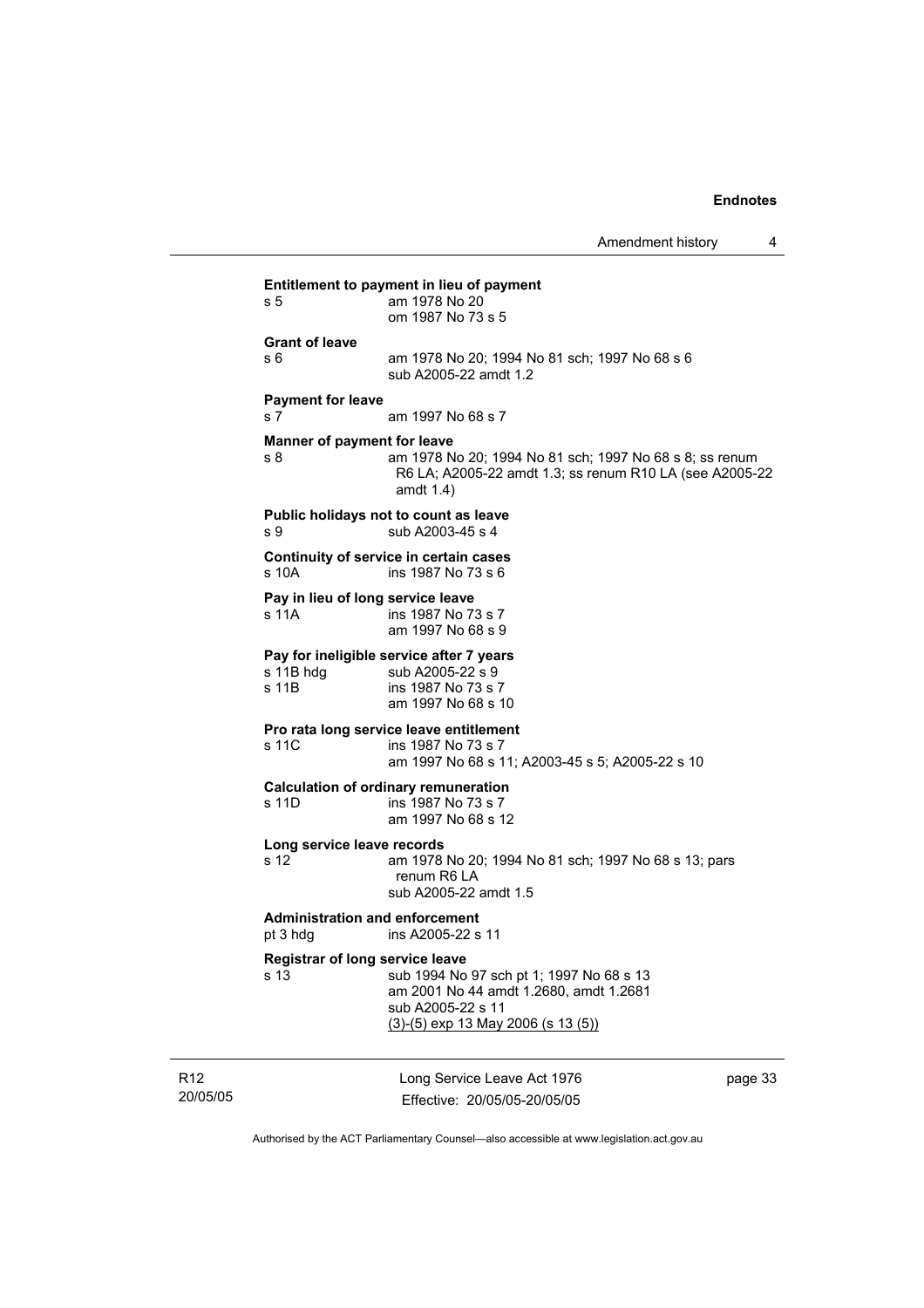**Entitlement to payment in lieu of payment**

s 5 am 1978 No 20
om 1987 No 73 s 5

**Grant of leave**

s 6 am 1978 No 20; 1994 No 81 sch; 1997 No 68 s 6
sub A2005-22 amdt 1.2

**Payment for leave**

s 7 am 1997 No 68 s 7

**Manner of payment for leave**

s 8 am 1978 No 20; 1994 No 81 sch; 1997 No 68 s 8; ss renum R6 LA; A2005-22 amdt 1.3; ss renum R10 LA (see A2005-22 amdt 1.4)

**Public holidays not to count as leave**

s 9 sub A2003-45 s 4

**Continuity of service in certain cases**

s 10A ins 1987 No 73 s 6

**Pay in lieu of long service leave**

s 11A ins 1987 No 73 s 7
am 1997 No 68 s 9

**Pay for ineligible service after 7 years**

s 11B hdg sub A2005-22 s 9
s 11B ins 1987 No 73 s 7
am 1997 No 68 s 10

**Pro rata long service leave entitlement**

s 11C ins 1987 No 73 s 7
am 1997 No 68 s 11; A2003-45 s 5; A2005-22 s 10

**Calculation of ordinary remuneration**

s 11D ins 1987 No 73 s 7
am 1997 No 68 s 12

**Long service leave records**

s 12 am 1978 No 20; 1994 No 81 sch; 1997 No 68 s 13; pars renum R6 LA
sub A2005-22 amdt 1.5

**Administration and enforcement**

pt 3 hdg ins A2005-22 s 11

**Registrar of long service leave**

s 13 sub 1994 No 97 sch pt 1; 1997 No 68 s 13
am 2001 No 44 amdt 1.2680, amdt 1.2681
sub A2005-22 s 11
(3)-(5) exp 13 May 2006 (s 13 (5))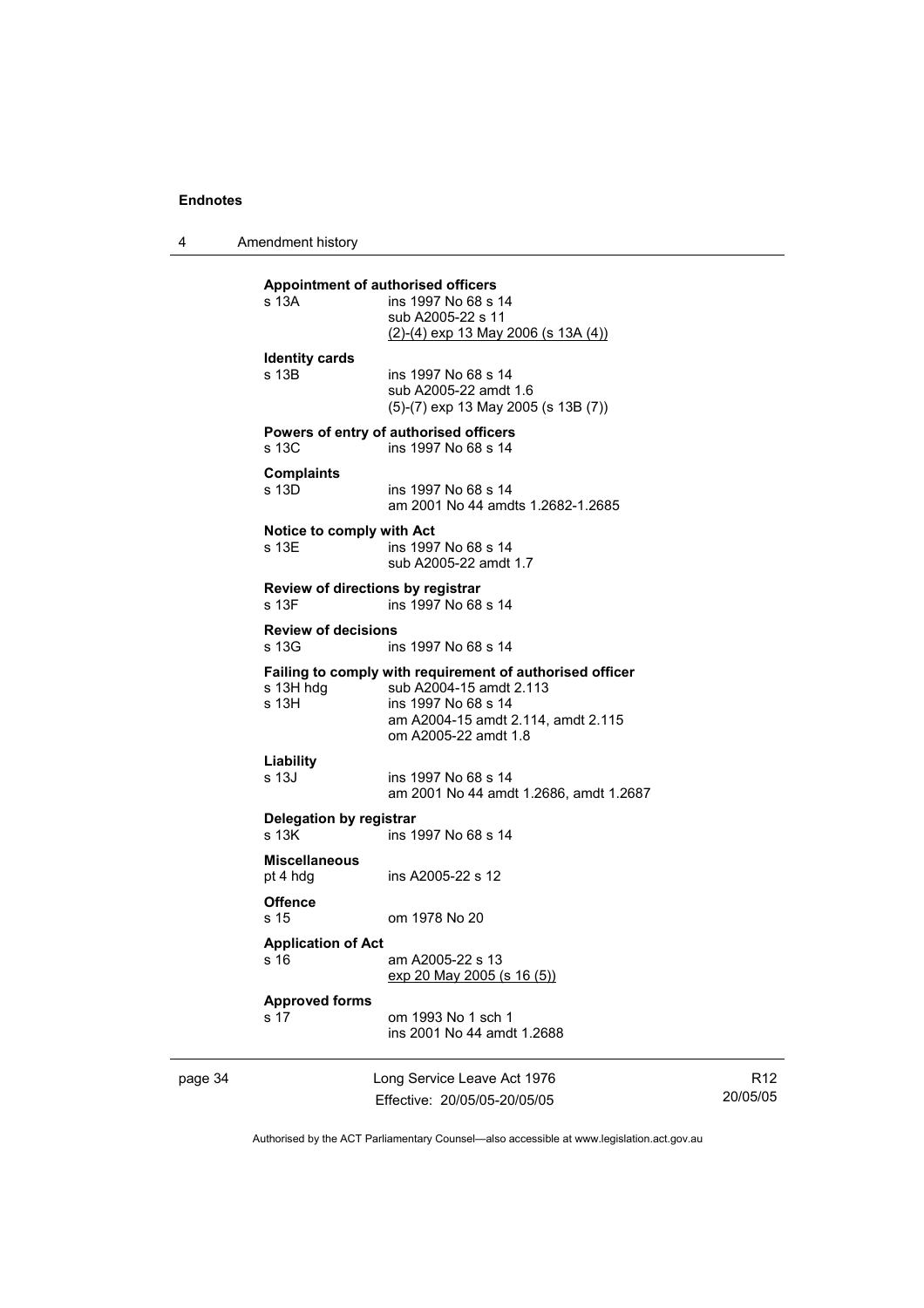**Appointment of authorised officers**
s 13A ins 1997 No 68 s 14
sub A2005-22 s 11
(2)-(4) exp 13 May 2006 (s 13A (4))

**Identity cards**
s 13B ins 1997 No 68 s 14
sub A2005-22 amdt 1.6
(5)-(7) exp 13 May 2005 (s 13B (7))

**Powers of entry of authorised officers**
s 13C ins 1997 No 68 s 14

**Complaints**
s 13D ins 1997 No 68 s 14
am 2001 No 44 amdts 1.2682-1.2685

**Notice to comply with Act**
s 13E ins 1997 No 68 s 14
sub A2005-22 amdt 1.7

**Review of directions by registrar**
s 13F ins 1997 No 68 s 14

**Review of decisions**
s 13G ins 1997 No 68 s 14

**Failing to comply with requirement of authorised officer**
s 13H hdg sub A2004-15 amdt 2.113
s 13H ins 1997 No 68 s 14
am A2004-15 amdt 2.114, amdt 2.115
om A2005-22 amdt 1.8

**Liability**
s 13J ins 1997 No 68 s 14
am 2001 No 44 amdt 1.2686, amdt 1.2687

**Delegation by registrar**
s 13K ins 1997 No 68 s 14

**Miscellaneous**
pt 4 hdg ins A2005-22 s 12

**Offence**
s 15 om 1978 No 20

**Application of Act**
s 16 am A2005-22 s 13
exp 20 May 2005 (s 16 (5))

**Approved forms**
s 17 om 1993 No 1 sch 1
ins 2001 No 44 amdt 1.2688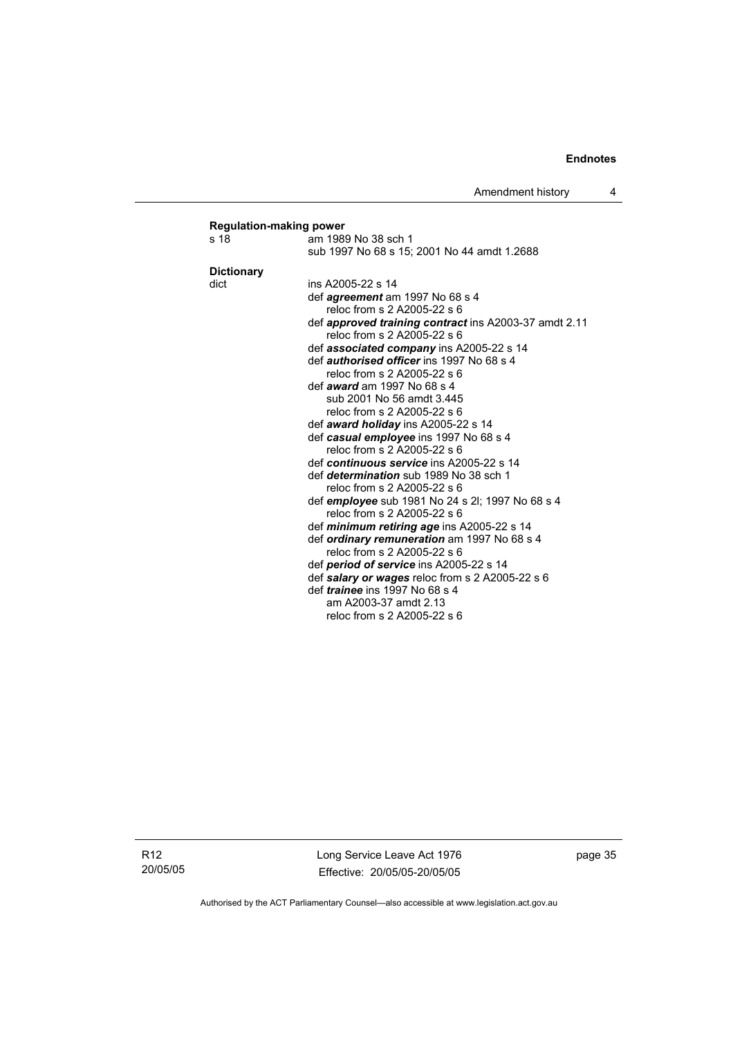**Regulation-making power**

s 18 am 1989 No 38 sch 1
sub 1997 No 68 s 15; 2001 No 44 amdt 1.2688

**Dictionary**

dict ins A2005-22 s 14
def ***agreement*** am 1997 No 68 s 4
reloc from s 2 A2005-22 s 6
def ***approved training contract*** ins A2003-37 amdt 2.11
reloc from s 2 A2005-22 s 6
def ***associated company*** ins A2005-22 s 14
def ***authorised officer*** ins 1997 No 68 s 4
reloc from s 2 A2005-22 s 6
def ***award*** am 1997 No 68 s 4
sub 2001 No 56 amdt 3.445
reloc from s 2 A2005-22 s 6
def ***award holiday*** ins A2005-22 s 14
def ***casual employee*** ins 1997 No 68 s 4
reloc from s 2 A2005-22 s 6
def ***continuous service*** ins A2005-22 s 14
def ***determination*** sub 1989 No 38 sch 1
reloc from s 2 A2005-22 s 6
def ***employee*** sub 1981 No 24 s 2l; 1997 No 68 s 4
reloc from s 2 A2005-22 s 6
def ***minimum retiring age*** ins A2005-22 s 14
def ***ordinary remuneration*** am 1997 No 68 s 4
reloc from s 2 A2005-22 s 6
def ***period of service*** ins A2005-22 s 14
def ***salary or wages*** reloc from s 2 A2005-22 s 6
def ***trainee*** ins 1997 No 68 s 4
am A2003-37 amdt 2.13
reloc from s 2 A2005-22 s 6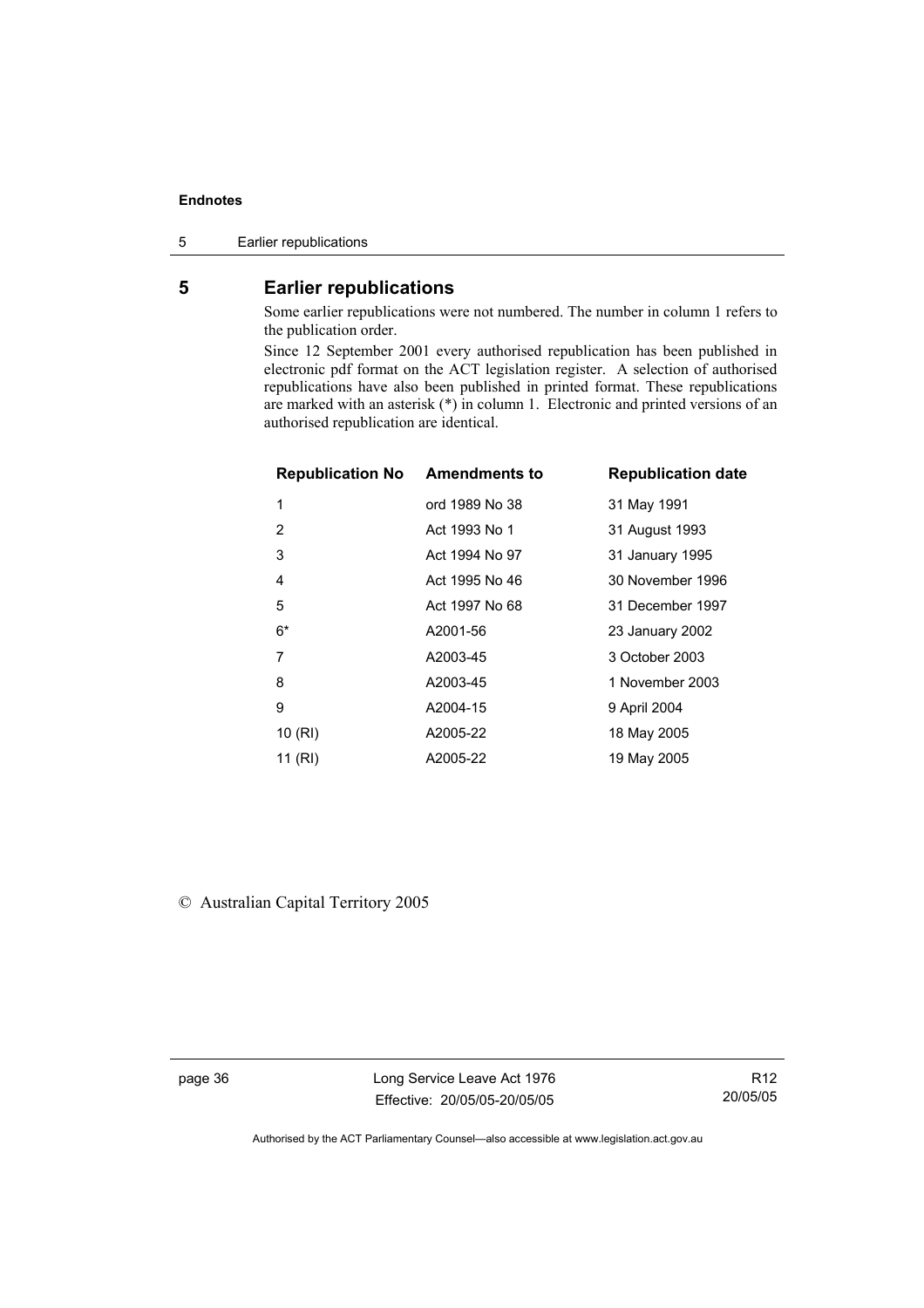## 5 Earlier republications

Some earlier republications were not numbered. The number in column 1 refers to the publication order.

Since 12 September 2001 every authorised republication has been published in electronic pdf format on the ACT legislation register. A selection of authorised republications have also been published in printed format. These republications are marked with an asterisk (*) in column 1. Electronic and printed versions of an authorised republication are identical.

| Republication No | Amendments to | Republication date |
|---|---|---|
| 1 | ord 1989 No 38 | 31 May 1991 |
| 2 | Act 1993 No 1 | 31 August 1993 |
| 3 | Act 1994 No 97 | 31 January 1995 |
| 4 | Act 1995 No 46 | 30 November 1996 |
| 5 | Act 1997 No 68 | 31 December 1997 |
| 6* | A2001-56 | 23 January 2002 |
| 7 | A2003-45 | 3 October 2003 |
| 8 | A2003-45 | 1 November 2003 |
| 9 | A2004-15 | 9 April 2004 |
| 10 (RI) | A2005-22 | 18 May 2005 |
| 11 (RI) | A2005-22 | 19 May 2005 |

© Australian Capital Territory 2005